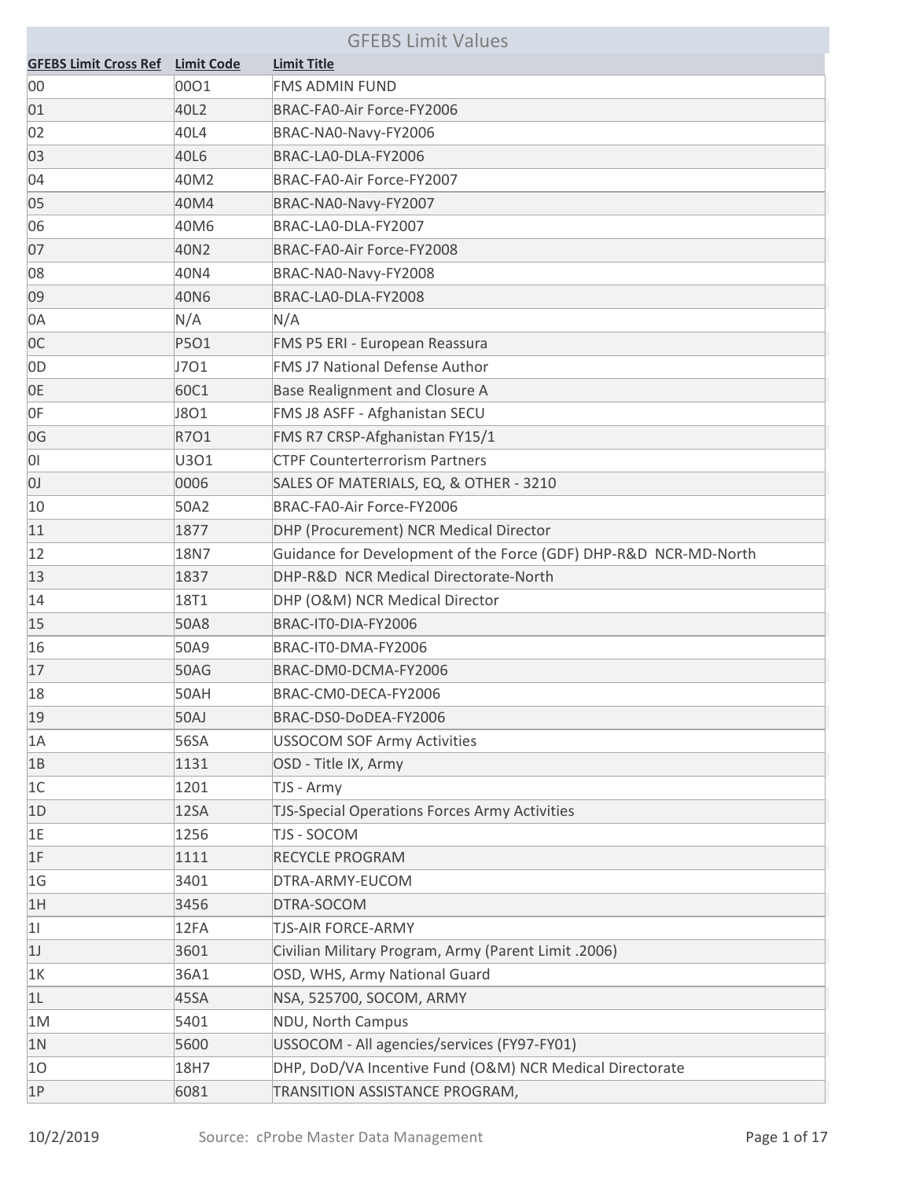# GFEBS Limit Values

| GFEBS Limit Cross Ref | Limit Code | Limit Title |
|---|---|---|
| 00 | 00O1 | FMS ADMIN FUND |
| 01 | 40L2 | BRAC-FA0-Air Force-FY2006 |
| 02 | 40L4 | BRAC-NA0-Navy-FY2006 |
| 03 | 40L6 | BRAC-LA0-DLA-FY2006 |
| 04 | 40M2 | BRAC-FA0-Air Force-FY2007 |
| 05 | 40M4 | BRAC-NA0-Navy-FY2007 |
| 06 | 40M6 | BRAC-LA0-DLA-FY2007 |
| 07 | 40N2 | BRAC-FA0-Air Force-FY2008 |
| 08 | 40N4 | BRAC-NA0-Navy-FY2008 |
| 09 | 40N6 | BRAC-LA0-DLA-FY2008 |
| 0A | N/A | N/A |
| 0C | P5O1 | FMS P5 ERI - European Reassura |
| 0D | J7O1 | FMS J7 National Defense Author |
| 0E | 60C1 | Base Realignment and Closure A |
| 0F | J8O1 | FMS J8 ASFF - Afghanistan SECU |
| 0G | R7O1 | FMS R7 CRSP-Afghanistan FY15/1 |
| 0I | U3O1 | CTPF Counterterrorism Partners |
| 0J | 0006 | SALES OF MATERIALS, EQ, & OTHER - 3210 |
| 10 | 50A2 | BRAC-FA0-Air Force-FY2006 |
| 11 | 1877 | DHP (Procurement) NCR Medical Director |
| 12 | 18N7 | Guidance for Development of the Force (GDF) DHP-R&D NCR-MD-North |
| 13 | 1837 | DHP-R&D NCR Medical Directorate-North |
| 14 | 18T1 | DHP (O&M) NCR Medical Director |
| 15 | 50A8 | BRAC-IT0-DIA-FY2006 |
| 16 | 50A9 | BRAC-IT0-DMA-FY2006 |
| 17 | 50AG | BRAC-DM0-DCMA-FY2006 |
| 18 | 50AH | BRAC-CM0-DECA-FY2006 |
| 19 | 50AJ | BRAC-DS0-DoDEA-FY2006 |
| 1A | 56SA | USSOCOM SOF Army Activities |
| 1B | 1131 | OSD - Title IX, Army |
| 1C | 1201 | TJS - Army |
| 1D | 12SA | TJS-Special Operations Forces Army Activities |
| 1E | 1256 | TJS - SOCOM |
| 1F | 1111 | RECYCLE PROGRAM |
| 1G | 3401 | DTRA-ARMY-EUCOM |
| 1H | 3456 | DTRA-SOCOM |
| 1I | 12FA | TJS-AIR FORCE-ARMY |
| 1J | 3601 | Civilian Military Program, Army (Parent Limit .2006) |
| 1K | 36A1 | OSD, WHS, Army National Guard |
| 1L | 45SA | NSA, 525700, SOCOM, ARMY |
| 1M | 5401 | NDU, North Campus |
| 1N | 5600 | USSOCOM - All agencies/services (FY97-FY01) |
| 1O | 18H7 | DHP, DoD/VA Incentive Fund (O&M) NCR Medical Directorate |
| 1P | 6081 | TRANSITION ASSISTANCE PROGRAM, |

10/2/2019 Source: cProbe Master Data Management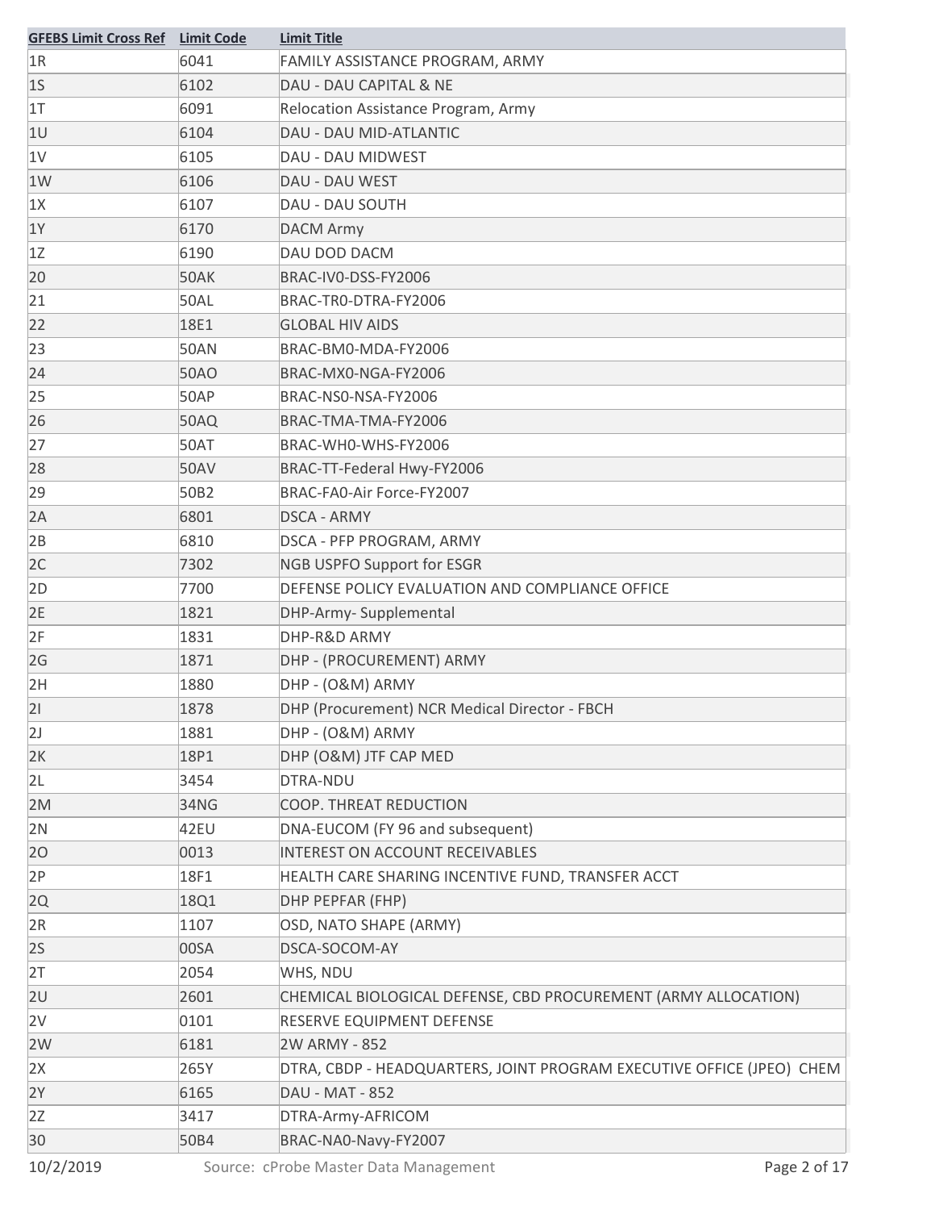| GFEBS Limit Cross Ref | Limit Code | Limit Title |
|---|---|---|
| 1R | 6041 | FAMILY ASSISTANCE PROGRAM, ARMY |
| 1S | 6102 | DAU - DAU CAPITAL & NE |
| 1T | 6091 | Relocation Assistance Program, Army |
| 1U | 6104 | DAU - DAU MID-ATLANTIC |
| 1V | 6105 | DAU - DAU MIDWEST |
| 1W | 6106 | DAU - DAU WEST |
| 1X | 6107 | DAU - DAU SOUTH |
| 1Y | 6170 | DACM Army |
| 1Z | 6190 | DAU DOD DACM |
| 20 | 50AK | BRAC-IV0-DSS-FY2006 |
| 21 | 50AL | BRAC-TR0-DTRA-FY2006 |
| 22 | 18E1 | GLOBAL HIV AIDS |
| 23 | 50AN | BRAC-BM0-MDA-FY2006 |
| 24 | 50AO | BRAC-MX0-NGA-FY2006 |
| 25 | 50AP | BRAC-NS0-NSA-FY2006 |
| 26 | 50AQ | BRAC-TMA-TMA-FY2006 |
| 27 | 50AT | BRAC-WH0-WHS-FY2006 |
| 28 | 50AV | BRAC-TT-Federal Hwy-FY2006 |
| 29 | 50B2 | BRAC-FA0-Air Force-FY2007 |
| 2A | 6801 | DSCA - ARMY |
| 2B | 6810 | DSCA - PFP PROGRAM, ARMY |
| 2C | 7302 | NGB USPFO Support for ESGR |
| 2D | 7700 | DEFENSE POLICY EVALUATION AND COMPLIANCE OFFICE |
| 2E | 1821 | DHP-Army- Supplemental |
| 2F | 1831 | DHP-R&D ARMY |
| 2G | 1871 | DHP - (PROCUREMENT) ARMY |
| 2H | 1880 | DHP - (O&M) ARMY |
| 2I | 1878 | DHP (Procurement) NCR Medical Director - FBCH |
| 2J | 1881 | DHP - (O&M) ARMY |
| 2K | 18P1 | DHP (O&M) JTF CAP MED |
| 2L | 3454 | DTRA-NDU |
| 2M | 34NG | COOP. THREAT REDUCTION |
| 2N | 42EU | DNA-EUCOM (FY 96 and subsequent) |
| 2O | 0013 | INTEREST ON ACCOUNT RECEIVABLES |
| 2P | 18F1 | HEALTH CARE SHARING INCENTIVE FUND, TRANSFER ACCT |
| 2Q | 18Q1 | DHP PEPFAR (FHP) |
| 2R | 1107 | OSD, NATO SHAPE (ARMY) |
| 2S | 00SA | DSCA-SOCOM-AY |
| 2T | 2054 | WHS, NDU |
| 2U | 2601 | CHEMICAL BIOLOGICAL DEFENSE, CBD PROCUREMENT (ARMY ALLOCATION) |
| 2V | 0101 | RESERVE EQUIPMENT DEFENSE |
| 2W | 6181 | 2W ARMY - 852 |
| 2X | 265Y | DTRA, CBDP - HEADQUARTERS, JOINT PROGRAM EXECUTIVE OFFICE (JPEO) CHEM |
| 2Y | 6165 | DAU - MAT - 852 |
| 2Z | 3417 | DTRA-Army-AFRICOM |
| 30 | 50B4 | BRAC-NA0-Navy-FY2007 |

10/2/2019 Source: cProbe Master Data Management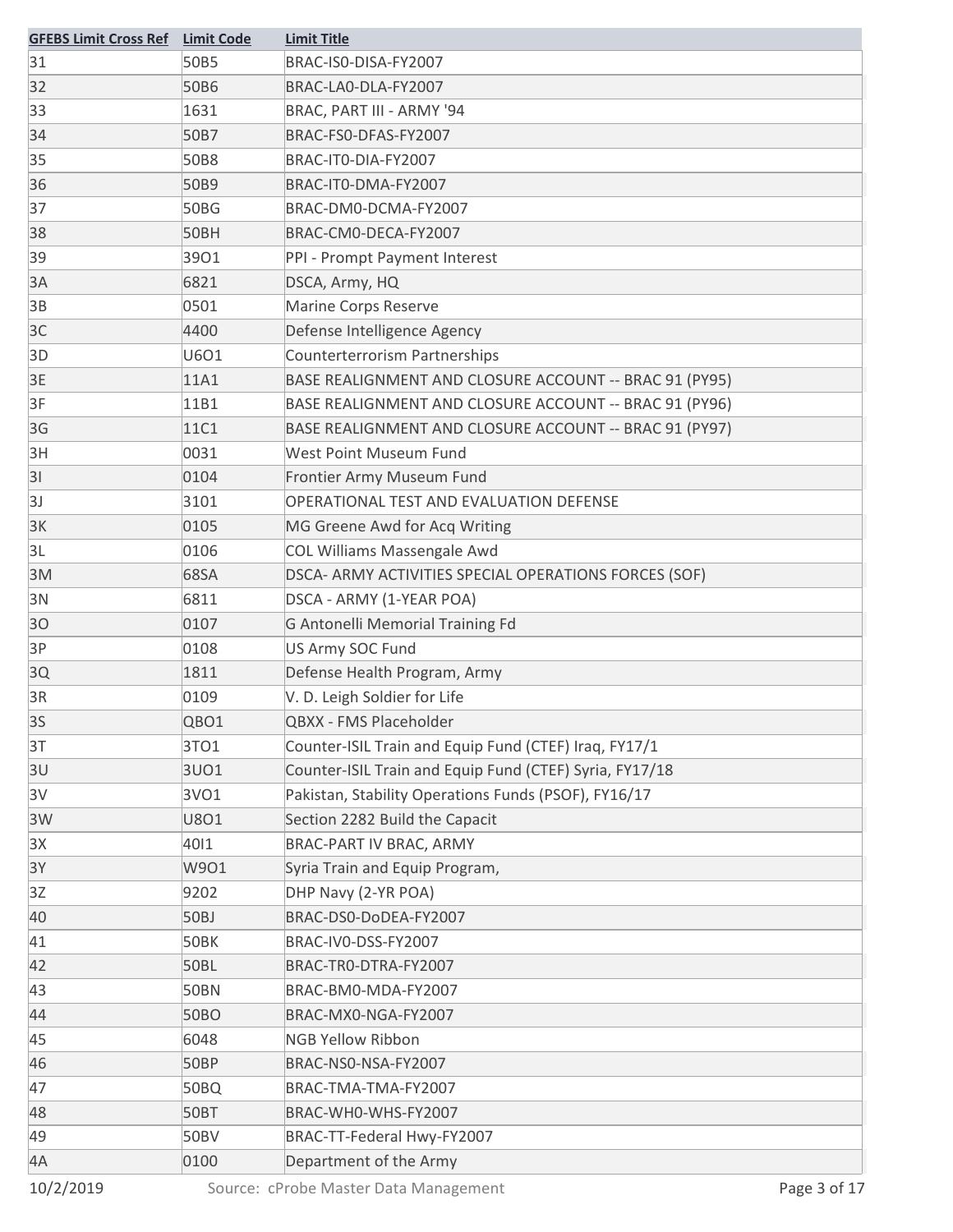| GFEBS Limit Cross Ref | Limit Code | Limit Title |
|---|---|---|
| 31 | 50B5 | BRAC-IS0-DISA-FY2007 |
| 32 | 50B6 | BRAC-LA0-DLA-FY2007 |
| 33 | 1631 | BRAC, PART III - ARMY '94 |
| 34 | 50B7 | BRAC-FS0-DFAS-FY2007 |
| 35 | 50B8 | BRAC-IT0-DIA-FY2007 |
| 36 | 50B9 | BRAC-IT0-DMA-FY2007 |
| 37 | 50BG | BRAC-DM0-DCMA-FY2007 |
| 38 | 50BH | BRAC-CM0-DECA-FY2007 |
| 39 | 39O1 | PPI - Prompt Payment Interest |
| 3A | 6821 | DSCA, Army, HQ |
| 3B | 0501 | Marine Corps Reserve |
| 3C | 4400 | Defense Intelligence Agency |
| 3D | U6O1 | Counterterrorism Partnerships |
| 3E | 11A1 | BASE REALIGNMENT AND CLOSURE ACCOUNT -- BRAC 91 (PY95) |
| 3F | 11B1 | BASE REALIGNMENT AND CLOSURE ACCOUNT -- BRAC 91 (PY96) |
| 3G | 11C1 | BASE REALIGNMENT AND CLOSURE ACCOUNT -- BRAC 91 (PY97) |
| 3H | 0031 | West Point Museum Fund |
| 3I | 0104 | Frontier Army Museum Fund |
| 3J | 3101 | OPERATIONAL TEST AND EVALUATION DEFENSE |
| 3K | 0105 | MG Greene Awd for Acq Writing |
| 3L | 0106 | COL Williams Massengale Awd |
| 3M | 68SA | DSCA- ARMY ACTIVITIES SPECIAL OPERATIONS FORCES (SOF) |
| 3N | 6811 | DSCA - ARMY (1-YEAR POA) |
| 3O | 0107 | G Antonelli Memorial Training Fd |
| 3P | 0108 | US Army SOC Fund |
| 3Q | 1811 | Defense Health Program, Army |
| 3R | 0109 | V. D. Leigh Soldier for Life |
| 3S | QBO1 | QBXX - FMS Placeholder |
| 3T | 3TO1 | Counter-ISIL Train and Equip Fund (CTEF) Iraq, FY17/1 |
| 3U | 3UO1 | Counter-ISIL Train and Equip Fund (CTEF) Syria, FY17/18 |
| 3V | 3VO1 | Pakistan, Stability Operations Funds (PSOF), FY16/17 |
| 3W | U8O1 | Section 2282 Build the Capacit |
| 3X | 40I1 | BRAC-PART IV BRAC, ARMY |
| 3Y | W9O1 | Syria Train and Equip Program, |
| 3Z | 9202 | DHP Navy (2-YR POA) |
| 40 | 50BJ | BRAC-DS0-DoDEA-FY2007 |
| 41 | 50BK | BRAC-IV0-DSS-FY2007 |
| 42 | 50BL | BRAC-TR0-DTRA-FY2007 |
| 43 | 50BN | BRAC-BM0-MDA-FY2007 |
| 44 | 50BO | BRAC-MX0-NGA-FY2007 |
| 45 | 6048 | NGB Yellow Ribbon |
| 46 | 50BP | BRAC-NS0-NSA-FY2007 |
| 47 | 50BQ | BRAC-TMA-TMA-FY2007 |
| 48 | 50BT | BRAC-WH0-WHS-FY2007 |
| 49 | 50BV | BRAC-TT-Federal Hwy-FY2007 |
| 4A | 0100 | Department of the Army |

10/2/2019 Source: cProbe Master Data Management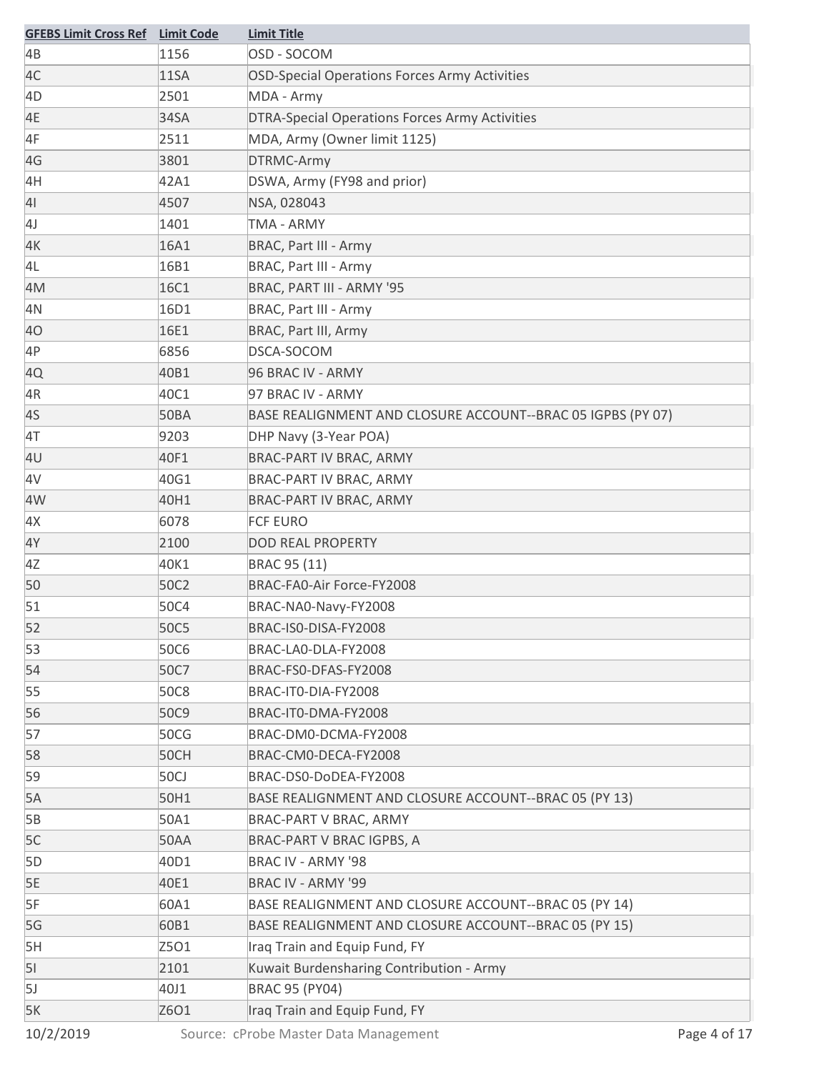| GFEBS Limit Cross Ref | Limit Code | Limit Title |
|---|---|---|
| 4B | 1156 | OSD - SOCOM |
| 4C | 11SA | OSD-Special Operations Forces Army Activities |
| 4D | 2501 | MDA - Army |
| 4E | 34SA | DTRA-Special Operations Forces Army Activities |
| 4F | 2511 | MDA, Army (Owner limit 1125) |
| 4G | 3801 | DTRMC-Army |
| 4H | 42A1 | DSWA, Army (FY98 and prior) |
| 4I | 4507 | NSA, 028043 |
| 4J | 1401 | TMA - ARMY |
| 4K | 16A1 | BRAC, Part III - Army |
| 4L | 16B1 | BRAC, Part III - Army |
| 4M | 16C1 | BRAC, PART III - ARMY '95 |
| 4N | 16D1 | BRAC, Part III - Army |
| 4O | 16E1 | BRAC, Part III, Army |
| 4P | 6856 | DSCA-SOCOM |
| 4Q | 40B1 | 96 BRAC IV - ARMY |
| 4R | 40C1 | 97 BRAC IV - ARMY |
| 4S | 50BA | BASE REALIGNMENT AND CLOSURE ACCOUNT--BRAC 05 IGPBS (PY 07) |
| 4T | 9203 | DHP Navy (3-Year POA) |
| 4U | 40F1 | BRAC-PART IV BRAC, ARMY |
| 4V | 40G1 | BRAC-PART IV BRAC, ARMY |
| 4W | 40H1 | BRAC-PART IV BRAC, ARMY |
| 4X | 6078 | FCF EURO |
| 4Y | 2100 | DOD REAL PROPERTY |
| 4Z | 40K1 | BRAC 95 (11) |
| 50 | 50C2 | BRAC-FA0-Air Force-FY2008 |
| 51 | 50C4 | BRAC-NA0-Navy-FY2008 |
| 52 | 50C5 | BRAC-IS0-DISA-FY2008 |
| 53 | 50C6 | BRAC-LA0-DLA-FY2008 |
| 54 | 50C7 | BRAC-FS0-DFAS-FY2008 |
| 55 | 50C8 | BRAC-IT0-DIA-FY2008 |
| 56 | 50C9 | BRAC-IT0-DMA-FY2008 |
| 57 | 50CG | BRAC-DM0-DCMA-FY2008 |
| 58 | 50CH | BRAC-CM0-DECA-FY2008 |
| 59 | 50CJ | BRAC-DS0-DoDEA-FY2008 |
| 5A | 50H1 | BASE REALIGNMENT AND CLOSURE ACCOUNT--BRAC 05 (PY 13) |
| 5B | 50A1 | BRAC-PART V BRAC, ARMY |
| 5C | 50AA | BRAC-PART V BRAC IGPBS, A |
| 5D | 40D1 | BRAC IV - ARMY '98 |
| 5E | 40E1 | BRAC IV - ARMY '99 |
| 5F | 60A1 | BASE REALIGNMENT AND CLOSURE ACCOUNT--BRAC 05 (PY 14) |
| 5G | 60B1 | BASE REALIGNMENT AND CLOSURE ACCOUNT--BRAC 05 (PY 15) |
| 5H | Z5O1 | Iraq Train and Equip Fund, FY |
| 5I | 2101 | Kuwait Burdensharing Contribution - Army |
| 5J | 40J1 | BRAC 95 (PY04) |
| 5K | Z6O1 | Iraq Train and Equip Fund, FY |

10/2/2019 Source: cProbe Master Data Management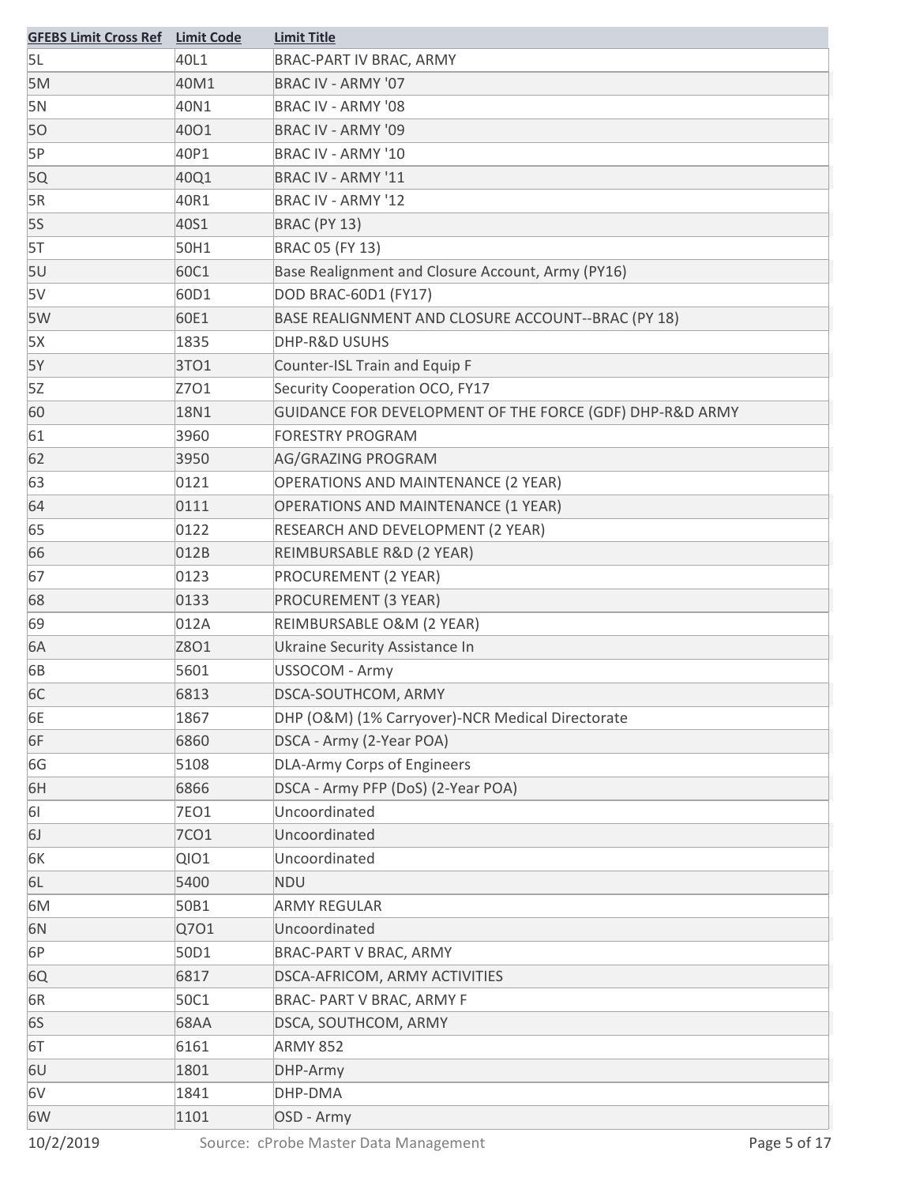| GFEBS Limit Cross Ref | Limit Code | Limit Title |
| --- | --- | --- |
| 5L | 40L1 | BRAC-PART IV BRAC, ARMY |
| 5M | 40M1 | BRAC IV - ARMY '07 |
| 5N | 40N1 | BRAC IV - ARMY '08 |
| 5O | 40O1 | BRAC IV - ARMY '09 |
| 5P | 40P1 | BRAC IV - ARMY '10 |
| 5Q | 40Q1 | BRAC IV - ARMY '11 |
| 5R | 40R1 | BRAC IV - ARMY '12 |
| 5S | 40S1 | BRAC (PY 13) |
| 5T | 50H1 | BRAC 05 (FY 13) |
| 5U | 60C1 | Base Realignment and Closure Account, Army (PY16) |
| 5V | 60D1 | DOD BRAC-60D1 (FY17) |
| 5W | 60E1 | BASE REALIGNMENT AND CLOSURE ACCOUNT--BRAC (PY 18) |
| 5X | 1835 | DHP-R&D USUHS |
| 5Y | 3TO1 | Counter-ISL Train and Equip F |
| 5Z | Z7O1 | Security Cooperation OCO, FY17 |
| 60 | 18N1 | GUIDANCE FOR DEVELOPMENT OF THE FORCE (GDF) DHP-R&D ARMY |
| 61 | 3960 | FORESTRY PROGRAM |
| 62 | 3950 | AG/GRAZING PROGRAM |
| 63 | 0121 | OPERATIONS AND MAINTENANCE (2 YEAR) |
| 64 | 0111 | OPERATIONS AND MAINTENANCE (1 YEAR) |
| 65 | 0122 | RESEARCH AND DEVELOPMENT (2 YEAR) |
| 66 | 012B | REIMBURSABLE R&D (2 YEAR) |
| 67 | 0123 | PROCUREMENT (2 YEAR) |
| 68 | 0133 | PROCUREMENT (3 YEAR) |
| 69 | 012A | REIMBURSABLE O&M (2 YEAR) |
| 6A | Z8O1 | Ukraine Security Assistance In |
| 6B | 5601 | USSOCOM - Army |
| 6C | 6813 | DSCA-SOUTHCOM, ARMY |
| 6E | 1867 | DHP (O&M) (1% Carryover)-NCR Medical Directorate |
| 6F | 6860 | DSCA - Army (2-Year POA) |
| 6G | 5108 | DLA-Army Corps of Engineers |
| 6H | 6866 | DSCA - Army PFP (DoS) (2-Year POA) |
| 6I | 7EO1 | Uncoordinated |
| 6J | 7CO1 | Uncoordinated |
| 6K | QIO1 | Uncoordinated |
| 6L | 5400 | NDU |
| 6M | 50B1 | ARMY REGULAR |
| 6N | Q7O1 | Uncoordinated |
| 6P | 50D1 | BRAC-PART V BRAC, ARMY |
| 6Q | 6817 | DSCA-AFRICOM, ARMY ACTIVITIES |
| 6R | 50C1 | BRAC- PART V BRAC, ARMY F |
| 6S | 68AA | DSCA, SOUTHCOM, ARMY |
| 6T | 6161 | ARMY 852 |
| 6U | 1801 | DHP-Army |
| 6V | 1841 | DHP-DMA |
| 6W | 1101 | OSD - Army |

10/2/2019 Source: cProbe Master Data Management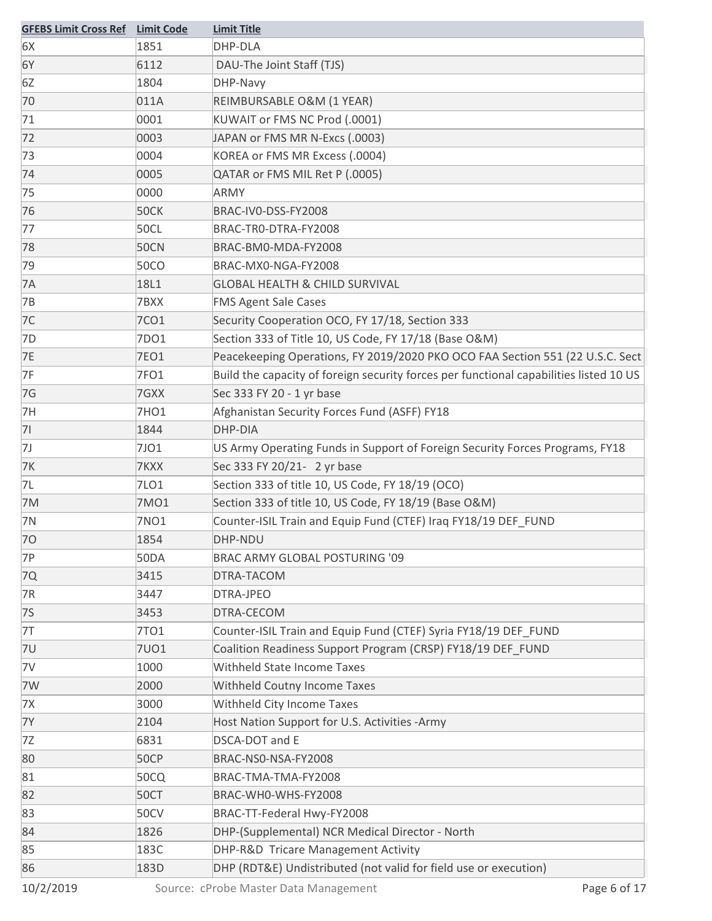| GFEBS Limit Cross Ref | Limit Code | Limit Title |
|---|---|---|
| 6X | 1851 | DHP-DLA |
| 6Y | 6112 | DAU-The Joint Staff (TJS) |
| 6Z | 1804 | DHP-Navy |
| 70 | 011A | REIMBURSABLE O&M (1 YEAR) |
| 71 | 0001 | KUWAIT or FMS NC Prod (.0001) |
| 72 | 0003 | JAPAN or FMS MR N-Excs (.0003) |
| 73 | 0004 | KOREA or FMS MR Excess (.0004) |
| 74 | 0005 | QATAR or FMS MIL Ret P (.0005) |
| 75 | 0000 | ARMY |
| 76 | 50CK | BRAC-IV0-DSS-FY2008 |
| 77 | 50CL | BRAC-TR0-DTRA-FY2008 |
| 78 | 50CN | BRAC-BM0-MDA-FY2008 |
| 79 | 50CO | BRAC-MX0-NGA-FY2008 |
| 7A | 18L1 | GLOBAL HEALTH & CHILD SURVIVAL |
| 7B | 7BXX | FMS Agent Sale Cases |
| 7C | 7CO1 | Security Cooperation OCO, FY 17/18, Section 333 |
| 7D | 7DO1 | Section 333 of Title 10, US Code, FY 17/18 (Base O&M) |
| 7E | 7EO1 | Peacekeeping Operations, FY 2019/2020 PKO OCO FAA Section 551 (22 U.S.C. Sect |
| 7F | 7FO1 | Build the capacity of foreign security forces per functional capabilities listed 10 US |
| 7G | 7GXX | Sec 333 FY 20 - 1 yr base |
| 7H | 7HO1 | Afghanistan Security Forces Fund (ASFF) FY18 |
| 7I | 1844 | DHP-DIA |
| 7J | 7JO1 | US Army Operating Funds in Support of Foreign Security Forces Programs, FY18 |
| 7K | 7KXX | Sec 333 FY 20/21- 2 yr base |
| 7L | 7LO1 | Section 333 of title 10, US Code, FY 18/19 (OCO) |
| 7M | 7MO1 | Section 333 of title 10, US Code, FY 18/19 (Base O&M) |
| 7N | 7NO1 | Counter-ISIL Train and Equip Fund (CTEF) Iraq FY18/19 DEF_FUND |
| 7O | 1854 | DHP-NDU |
| 7P | 50DA | BRAC ARMY GLOBAL POSTURING '09 |
| 7Q | 3415 | DTRA-TACOM |
| 7R | 3447 | DTRA-JPEO |
| 7S | 3453 | DTRA-CECOM |
| 7T | 7TO1 | Counter-ISIL Train and Equip Fund (CTEF) Syria FY18/19 DEF_FUND |
| 7U | 7UO1 | Coalition Readiness Support Program (CRSP) FY18/19 DEF_FUND |
| 7V | 1000 | Withheld State Income Taxes |
| 7W | 2000 | Withheld Coutny Income Taxes |
| 7X | 3000 | Withheld City Income Taxes |
| 7Y | 2104 | Host Nation Support for U.S. Activities -Army |
| 7Z | 6831 | DSCA-DOT and E |
| 80 | 50CP | BRAC-NS0-NSA-FY2008 |
| 81 | 50CQ | BRAC-TMA-TMA-FY2008 |
| 82 | 50CT | BRAC-WH0-WHS-FY2008 |
| 83 | 50CV | BRAC-TT-Federal Hwy-FY2008 |
| 84 | 1826 | DHP-(Supplemental) NCR Medical Director - North |
| 85 | 183C | DHP-R&D Tricare Management Activity |
| 86 | 183D | DHP (RDT&E) Undistributed (not valid for field use or execution) |

10/2/2019 Source: cProbe Master Data Management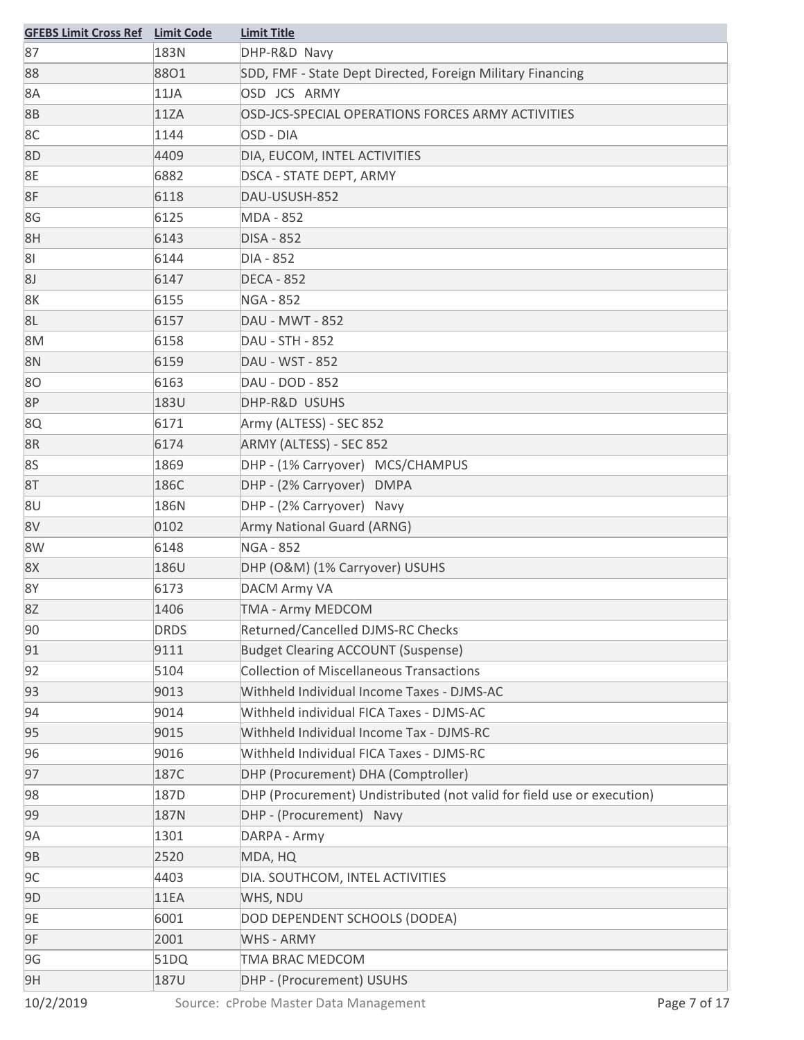| GFEBS Limit Cross Ref | Limit Code | Limit Title |
|---|---|---|
| 87 | 183N | DHP-R&D Navy |
| 88 | 88O1 | SDD, FMF - State Dept Directed, Foreign Military Financing |
| 8A | 11JA | OSD JCS ARMY |
| 8B | 11ZA | OSD-JCS-SPECIAL OPERATIONS FORCES ARMY ACTIVITIES |
| 8C | 1144 | OSD - DIA |
| 8D | 4409 | DIA, EUCOM, INTEL ACTIVITIES |
| 8E | 6882 | DSCA - STATE DEPT, ARMY |
| 8F | 6118 | DAU-USUSH-852 |
| 8G | 6125 | MDA - 852 |
| 8H | 6143 | DISA - 852 |
| 8I | 6144 | DIA - 852 |
| 8J | 6147 | DECA - 852 |
| 8K | 6155 | NGA - 852 |
| 8L | 6157 | DAU - MWT - 852 |
| 8M | 6158 | DAU - STH - 852 |
| 8N | 6159 | DAU - WST - 852 |
| 8O | 6163 | DAU - DOD - 852 |
| 8P | 183U | DHP-R&D USUHS |
| 8Q | 6171 | Army (ALTESS) - SEC 852 |
| 8R | 6174 | ARMY (ALTESS) - SEC 852 |
| 8S | 1869 | DHP - (1% Carryover) MCS/CHAMPUS |
| 8T | 186C | DHP - (2% Carryover) DMPA |
| 8U | 186N | DHP - (2% Carryover) Navy |
| 8V | 0102 | Army National Guard (ARNG) |
| 8W | 6148 | NGA - 852 |
| 8X | 186U | DHP (O&M) (1% Carryover) USUHS |
| 8Y | 6173 | DACM Army VA |
| 8Z | 1406 | TMA - Army MEDCOM |
| 90 | DRDS | Returned/Cancelled DJMS-RC Checks |
| 91 | 9111 | Budget Clearing ACCOUNT (Suspense) |
| 92 | 5104 | Collection of Miscellaneous Transactions |
| 93 | 9013 | Withheld Individual Income Taxes - DJMS-AC |
| 94 | 9014 | Withheld individual FICA Taxes - DJMS-AC |
| 95 | 9015 | Withheld Individual Income Tax - DJMS-RC |
| 96 | 9016 | Withheld Individual FICA Taxes - DJMS-RC |
| 97 | 187C | DHP (Procurement) DHA (Comptroller) |
| 98 | 187D | DHP (Procurement) Undistributed (not valid for field use or execution) |
| 99 | 187N | DHP - (Procurement) Navy |
| 9A | 1301 | DARPA - Army |
| 9B | 2520 | MDA, HQ |
| 9C | 4403 | DIA. SOUTHCOM, INTEL ACTIVITIES |
| 9D | 11EA | WHS, NDU |
| 9E | 6001 | DOD DEPENDENT SCHOOLS (DODEA) |
| 9F | 2001 | WHS - ARMY |
| 9G | 51DQ | TMA BRAC MEDCOM |
| 9H | 187U | DHP - (Procurement) USUHS |

10/2/2019 Source: cProbe Master Data Management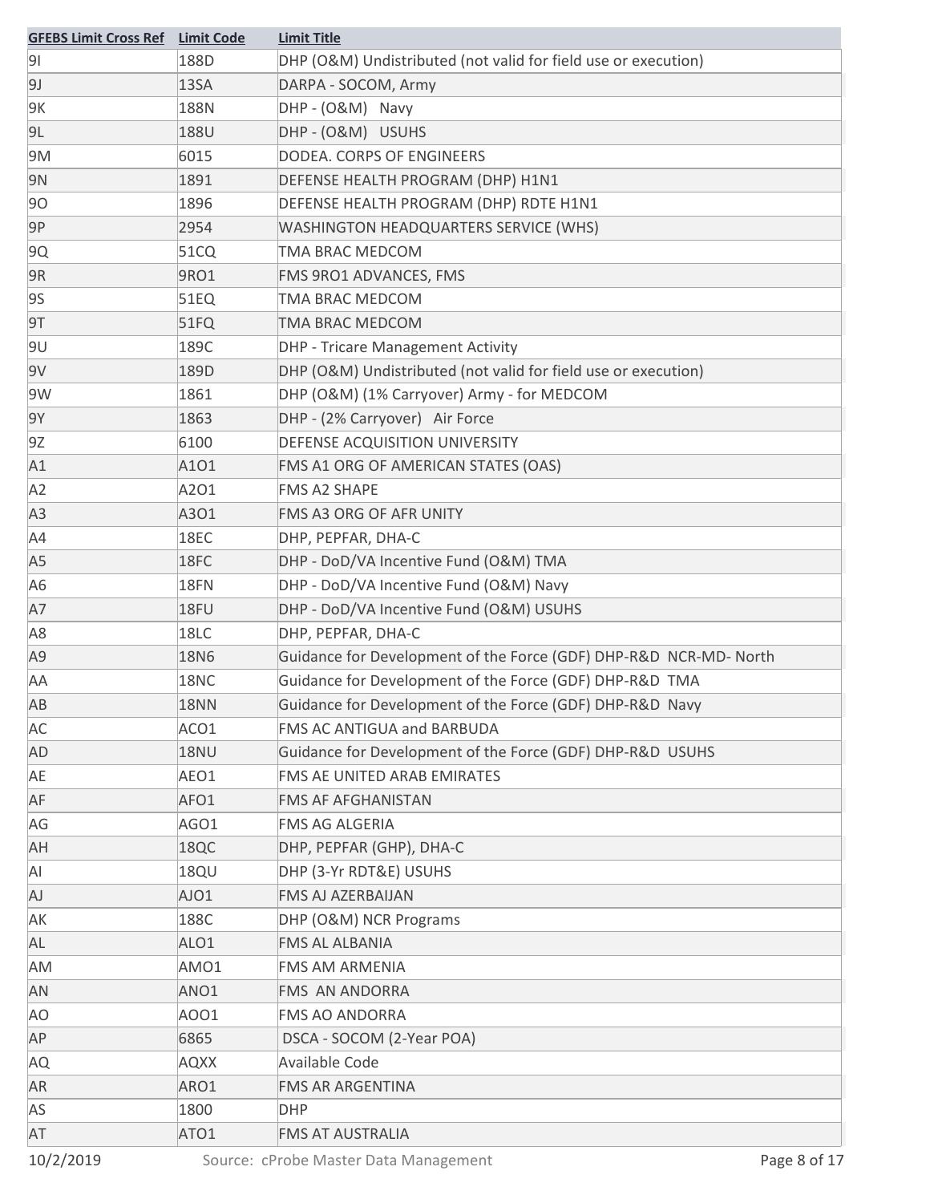| GFEBS Limit Cross Ref | Limit Code | Limit Title |
|---|---|---|
| 9I | 188D | DHP (O&M) Undistributed (not valid for field use or execution) |
| 9J | 13SA | DARPA - SOCOM, Army |
| 9K | 188N | DHP - (O&M) Navy |
| 9L | 188U | DHP - (O&M) USUHS |
| 9M | 6015 | DODEA. CORPS OF ENGINEERS |
| 9N | 1891 | DEFENSE HEALTH PROGRAM (DHP) H1N1 |
| 9O | 1896 | DEFENSE HEALTH PROGRAM (DHP) RDTE H1N1 |
| 9P | 2954 | WASHINGTON HEADQUARTERS SERVICE (WHS) |
| 9Q | 51CQ | TMA BRAC MEDCOM |
| 9R | 9RO1 | FMS 9RO1 ADVANCES, FMS |
| 9S | 51EQ | TMA BRAC MEDCOM |
| 9T | 51FQ | TMA BRAC MEDCOM |
| 9U | 189C | DHP - Tricare Management Activity |
| 9V | 189D | DHP (O&M) Undistributed (not valid for field use or execution) |
| 9W | 1861 | DHP (O&M) (1% Carryover) Army - for MEDCOM |
| 9Y | 1863 | DHP - (2% Carryover) Air Force |
| 9Z | 6100 | DEFENSE ACQUISITION UNIVERSITY |
| A1 | A1O1 | FMS A1 ORG OF AMERICAN STATES (OAS) |
| A2 | A2O1 | FMS A2 SHAPE |
| A3 | A3O1 | FMS A3 ORG OF AFR UNITY |
| A4 | 18EC | DHP, PEPFAR, DHA-C |
| A5 | 18FC | DHP - DoD/VA Incentive Fund (O&M) TMA |
| A6 | 18FN | DHP - DoD/VA Incentive Fund (O&M) Navy |
| A7 | 18FU | DHP - DoD/VA Incentive Fund (O&M) USUHS |
| A8 | 18LC | DHP, PEPFAR, DHA-C |
| A9 | 18N6 | Guidance for Development of the Force (GDF) DHP-R&D NCR-MD- North |
| AA | 18NC | Guidance for Development of the Force (GDF) DHP-R&D TMA |
| AB | 18NN | Guidance for Development of the Force (GDF) DHP-R&D Navy |
| AC | ACO1 | FMS AC ANTIGUA and BARBUDA |
| AD | 18NU | Guidance for Development of the Force (GDF) DHP-R&D USUHS |
| AE | AEO1 | FMS AE UNITED ARAB EMIRATES |
| AF | AFO1 | FMS AF AFGHANISTAN |
| AG | AGO1 | FMS AG ALGERIA |
| AH | 18QC | DHP, PEPFAR (GHP), DHA-C |
| AI | 18QU | DHP (3-Yr RDT&E) USUHS |
| AJ | AJO1 | FMS AJ AZERBAIJAN |
| AK | 188C | DHP (O&M) NCR Programs |
| AL | ALO1 | FMS AL ALBANIA |
| AM | AMO1 | FMS AM ARMENIA |
| AN | ANO1 | FMS AN ANDORRA |
| AO | AOO1 | FMS AO ANDORRA |
| AP | 6865 | DSCA - SOCOM (2-Year POA) |
| AQ | AQXX | Available Code |
| AR | ARO1 | FMS AR ARGENTINA |
| AS | 1800 | DHP |
| AT | ATO1 | FMS AT AUSTRALIA |

10/2/2019 Source: cProbe Master Data Management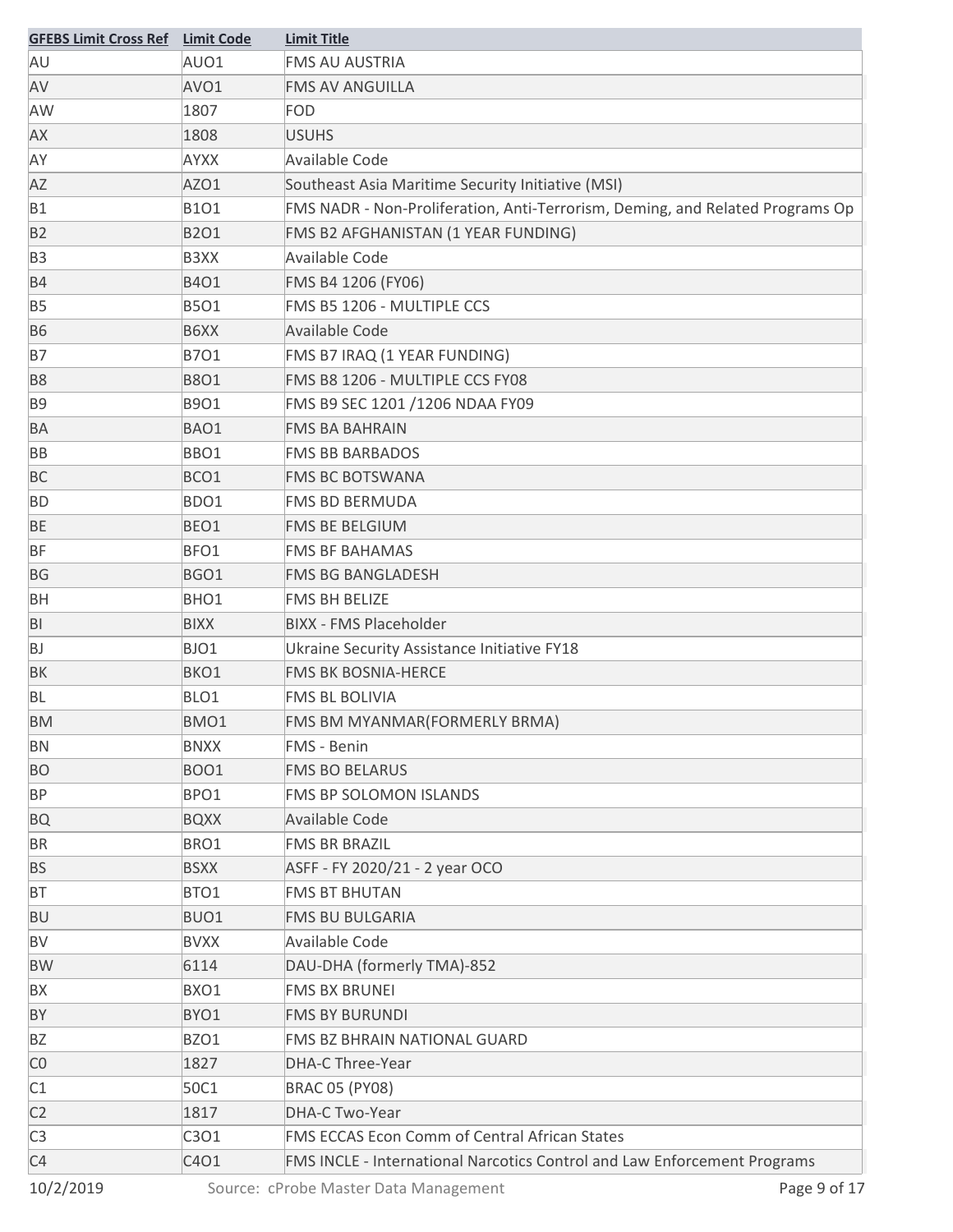| GFEBS Limit Cross Ref | Limit Code | Limit Title |
| --- | --- | --- |
| AU | AUO1 | FMS AU AUSTRIA |
| AV | AVO1 | FMS AV ANGUILLA |
| AW | 1807 | FOD |
| AX | 1808 | USUHS |
| AY | AYXX | Available Code |
| AZ | AZO1 | Southeast Asia Maritime Security Initiative (MSI) |
| B1 | B1O1 | FMS NADR - Non-Proliferation, Anti-Terrorism, Deming, and Related Programs Op |
| B2 | B2O1 | FMS B2 AFGHANISTAN (1 YEAR FUNDING) |
| B3 | B3XX | Available Code |
| B4 | B4O1 | FMS B4 1206 (FY06) |
| B5 | B5O1 | FMS B5 1206 - MULTIPLE CCS |
| B6 | B6XX | Available Code |
| B7 | B7O1 | FMS B7 IRAQ (1 YEAR FUNDING) |
| B8 | B8O1 | FMS B8 1206 - MULTIPLE CCS FY08 |
| B9 | B9O1 | FMS B9 SEC 1201 /1206 NDAA FY09 |
| BA | BAO1 | FMS BA BAHRAIN |
| BB | BBO1 | FMS BB BARBADOS |
| BC | BCO1 | FMS BC BOTSWANA |
| BD | BDO1 | FMS BD BERMUDA |
| BE | BEO1 | FMS BE BELGIUM |
| BF | BFO1 | FMS BF BAHAMAS |
| BG | BGO1 | FMS BG BANGLADESH |
| BH | BHO1 | FMS BH BELIZE |
| BI | BIXX | BIXX - FMS Placeholder |
| BJ | BJO1 | Ukraine Security Assistance Initiative FY18 |
| BK | BKO1 | FMS BK BOSNIA-HERCE |
| BL | BLO1 | FMS BL BOLIVIA |
| BM | BMO1 | FMS BM MYANMAR(FORMERLY BRMA) |
| BN | BNXX | FMS - Benin |
| BO | BOO1 | FMS BO BELARUS |
| BP | BPO1 | FMS BP SOLOMON ISLANDS |
| BQ | BQXX | Available Code |
| BR | BRO1 | FMS BR BRAZIL |
| BS | BSXX | ASFF - FY 2020/21 - 2 year OCO |
| BT | BTO1 | FMS BT BHUTAN |
| BU | BUO1 | FMS BU BULGARIA |
| BV | BVXX | Available Code |
| BW | 6114 | DAU-DHA (formerly TMA)-852 |
| BX | BXO1 | FMS BX BRUNEI |
| BY | BYO1 | FMS BY BURUNDI |
| BZ | BZO1 | FMS BZ BHRAIN NATIONAL GUARD |
| C0 | 1827 | DHA-C Three-Year |
| C1 | 50C1 | BRAC 05 (PY08) |
| C2 | 1817 | DHA-C Two-Year |
| C3 | C3O1 | FMS ECCAS Econ Comm of Central African States |
| C4 | C4O1 | FMS INCLE - International Narcotics Control and Law Enforcement Programs |

10/2/2019 Source: cProbe Master Data Management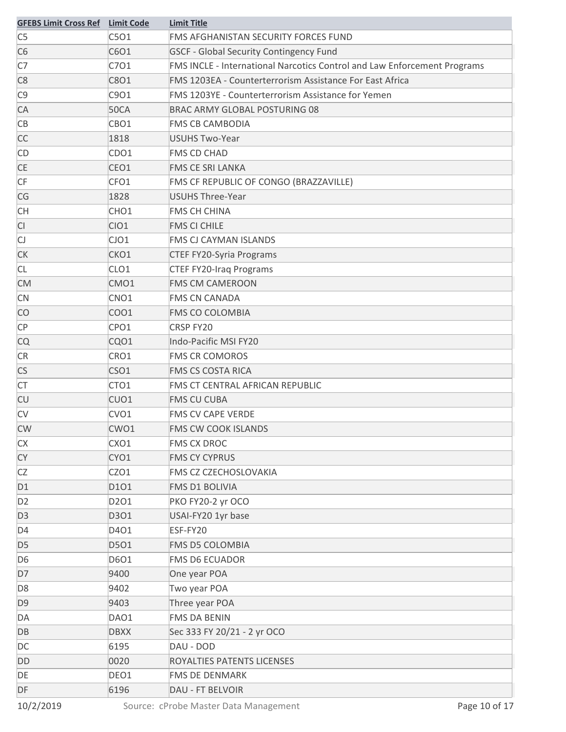| GFEBS Limit Cross Ref | Limit Code | Limit Title |
| --- | --- | --- |
| C5 | C5O1 | FMS AFGHANISTAN SECURITY FORCES FUND |
| C6 | C6O1 | GSCF - Global Security Contingency Fund |
| C7 | C7O1 | FMS INCLE - International Narcotics Control and Law Enforcement Programs |
| C8 | C8O1 | FMS 1203EA - Counterterrorism Assistance For East Africa |
| C9 | C9O1 | FMS 1203YE - Counterterrorism Assistance for Yemen |
| CA | 50CA | BRAC ARMY GLOBAL POSTURING 08 |
| CB | CBO1 | FMS CB CAMBODIA |
| CC | 1818 | USUHS Two-Year |
| CD | CDO1 | FMS CD CHAD |
| CE | CEO1 | FMS CE SRI LANKA |
| CF | CFO1 | FMS CF REPUBLIC OF CONGO (BRAZZAVILLE) |
| CG | 1828 | USUHS Three-Year |
| CH | CHO1 | FMS CH CHINA |
| CI | CIO1 | FMS CI CHILE |
| CJ | CJO1 | FMS CJ CAYMAN ISLANDS |
| CK | CKO1 | CTEF FY20-Syria Programs |
| CL | CLO1 | CTEF FY20-Iraq Programs |
| CM | CMO1 | FMS CM CAMEROON |
| CN | CNO1 | FMS CN CANADA |
| CO | COO1 | FMS CO COLOMBIA |
| CP | CPO1 | CRSP FY20 |
| CQ | CQO1 | Indo-Pacific MSI FY20 |
| CR | CRO1 | FMS CR COMOROS |
| CS | CSO1 | FMS CS COSTA RICA |
| CT | CTO1 | FMS CT CENTRAL AFRICAN REPUBLIC |
| CU | CUO1 | FMS CU CUBA |
| CV | CVO1 | FMS CV CAPE VERDE |
| CW | CWO1 | FMS CW COOK ISLANDS |
| CX | CXO1 | FMS CX DROC |
| CY | CYO1 | FMS CY CYPRUS |
| CZ | CZO1 | FMS CZ CZECHOSLOVAKIA |
| D1 | D1O1 | FMS D1 BOLIVIA |
| D2 | D2O1 | PKO FY20-2 yr OCO |
| D3 | D3O1 | USAI-FY20 1yr base |
| D4 | D4O1 | ESF-FY20 |
| D5 | D5O1 | FMS D5 COLOMBIA |
| D6 | D6O1 | FMS D6 ECUADOR |
| D7 | 9400 | One year POA |
| D8 | 9402 | Two year POA |
| D9 | 9403 | Three year POA |
| DA | DAO1 | FMS DA BENIN |
| DB | DBXX | Sec 333 FY 20/21 - 2 yr OCO |
| DC | 6195 | DAU - DOD |
| DD | 0020 | ROYALTIES PATENTS LICENSES |
| DE | DEO1 | FMS DE DENMARK |
| DF | 6196 | DAU - FT BELVOIR |

10/2/2019 Source: cProbe Master Data Management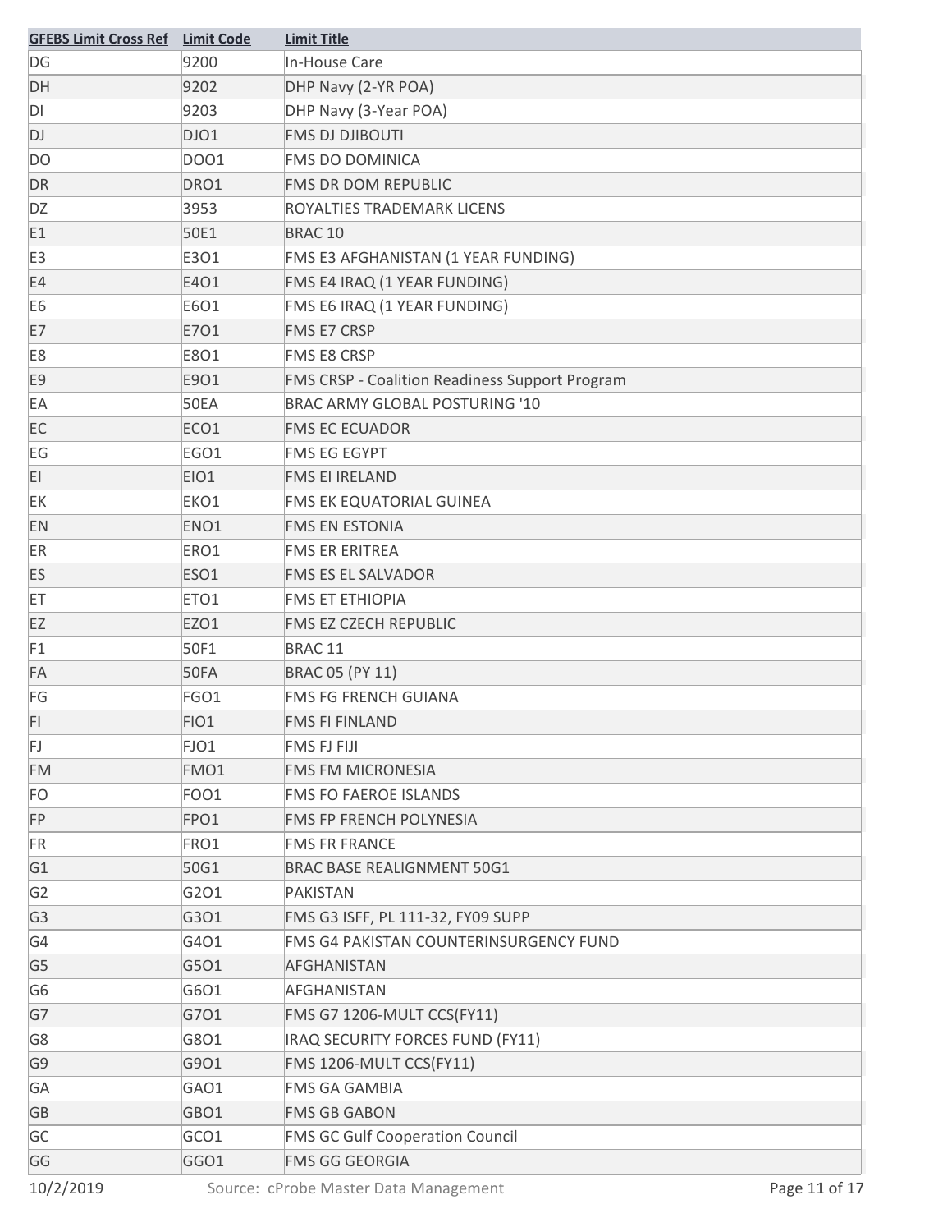| GFEBS Limit Cross Ref | Limit Code | Limit Title |
|---|---|---|
| DG | 9200 | In-House Care |
| DH | 9202 | DHP Navy (2-YR POA) |
| DI | 9203 | DHP Navy (3-Year POA) |
| DJ | DJO1 | FMS DJ DJIBOUTI |
| DO | DOO1 | FMS DO DOMINICA |
| DR | DRO1 | FMS DR DOM REPUBLIC |
| DZ | 3953 | ROYALTIES TRADEMARK LICENS |
| E1 | 50E1 | BRAC 10 |
| E3 | E3O1 | FMS E3 AFGHANISTAN (1 YEAR FUNDING) |
| E4 | E4O1 | FMS E4 IRAQ (1 YEAR FUNDING) |
| E6 | E6O1 | FMS E6 IRAQ (1 YEAR FUNDING) |
| E7 | E7O1 | FMS E7 CRSP |
| E8 | E8O1 | FMS E8 CRSP |
| E9 | E9O1 | FMS CRSP - Coalition Readiness Support Program |
| EA | 50EA | BRAC ARMY GLOBAL POSTURING '10 |
| EC | ECO1 | FMS EC ECUADOR |
| EG | EGO1 | FMS EG EGYPT |
| EI | EIO1 | FMS EI IRELAND |
| EK | EKO1 | FMS EK EQUATORIAL GUINEA |
| EN | ENO1 | FMS EN ESTONIA |
| ER | ERO1 | FMS ER ERITREA |
| ES | ESO1 | FMS ES EL SALVADOR |
| ET | ETO1 | FMS ET ETHIOPIA |
| EZ | EZO1 | FMS EZ CZECH REPUBLIC |
| F1 | 50F1 | BRAC 11 |
| FA | 50FA | BRAC 05 (PY 11) |
| FG | FGO1 | FMS FG FRENCH GUIANA |
| FI | FIO1 | FMS FI FINLAND |
| FJ | FJO1 | FMS FJ FIJI |
| FM | FMO1 | FMS FM MICRONESIA |
| FO | FOO1 | FMS FO FAEROE ISLANDS |
| FP | FPO1 | FMS FP FRENCH POLYNESIA |
| FR | FRO1 | FMS FR FRANCE |
| G1 | 50G1 | BRAC BASE REALIGNMENT 50G1 |
| G2 | G2O1 | PAKISTAN |
| G3 | G3O1 | FMS G3 ISFF, PL 111-32, FY09 SUPP |
| G4 | G4O1 | FMS G4 PAKISTAN COUNTERINSURGENCY FUND |
| G5 | G5O1 | AFGHANISTAN |
| G6 | G6O1 | AFGHANISTAN |
| G7 | G7O1 | FMS G7 1206-MULT CCS(FY11) |
| G8 | G8O1 | IRAQ SECURITY FORCES FUND (FY11) |
| G9 | G9O1 | FMS 1206-MULT CCS(FY11) |
| GA | GAO1 | FMS GA GAMBIA |
| GB | GBO1 | FMS GB GABON |
| GC | GCO1 | FMS GC Gulf Cooperation Council |
| GG | GGO1 | FMS GG GEORGIA |

10/2/2019 Source: cProbe Master Data Management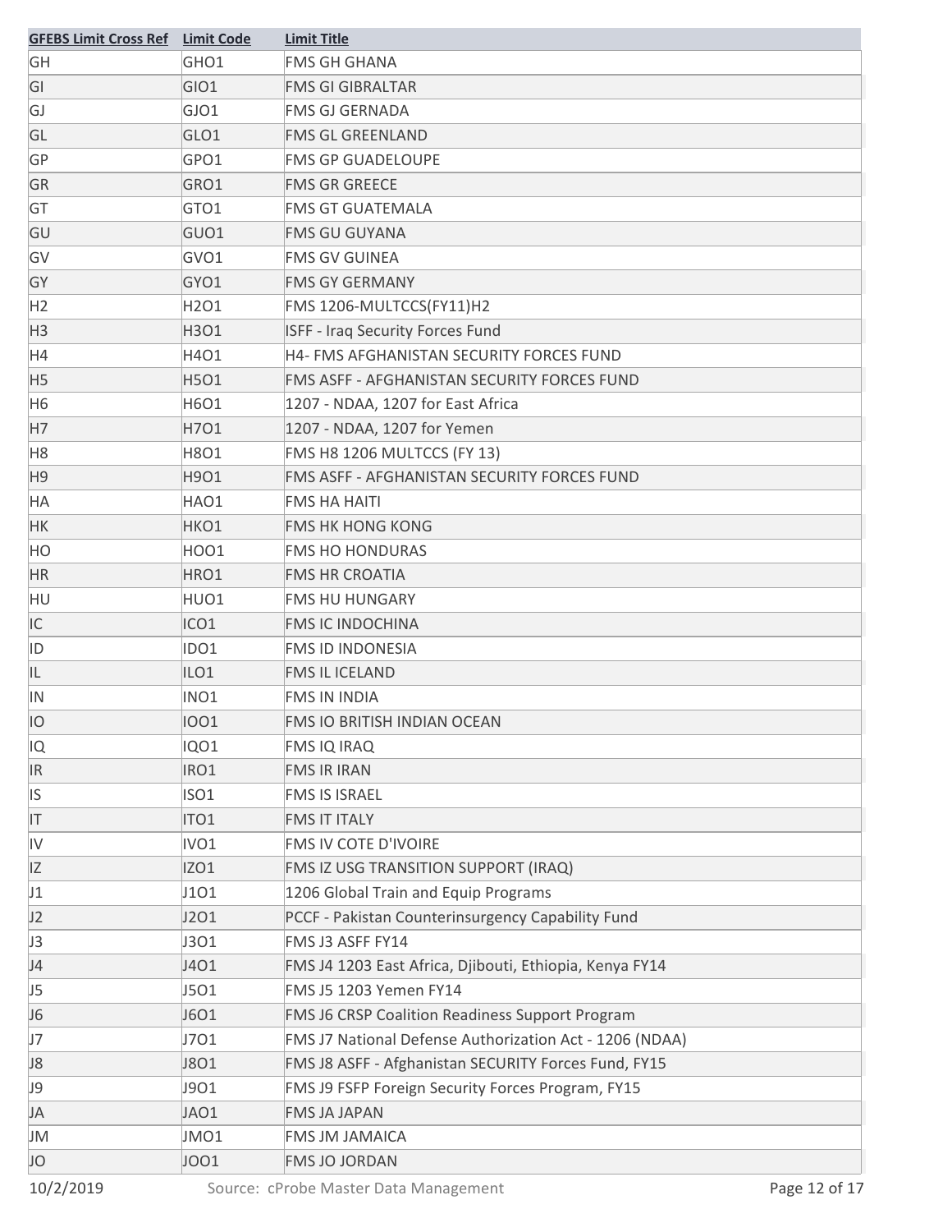| GFEBS Limit Cross Ref | Limit Code | Limit Title |
| --- | --- | --- |
| GH | GHO1 | FMS GH GHANA |
| GI | GIO1 | FMS GI GIBRALTAR |
| GJ | GJO1 | FMS GJ GERNADA |
| GL | GLO1 | FMS GL GREENLAND |
| GP | GPO1 | FMS GP GUADELOUPE |
| GR | GRO1 | FMS GR GREECE |
| GT | GTO1 | FMS GT GUATEMALA |
| GU | GUO1 | FMS GU GUYANA |
| GV | GVO1 | FMS GV GUINEA |
| GY | GYO1 | FMS GY GERMANY |
| H2 | H2O1 | FMS 1206-MULTCCS(FY11)H2 |
| H3 | H3O1 | ISFF - Iraq Security Forces Fund |
| H4 | H4O1 | H4- FMS AFGHANISTAN SECURITY FORCES FUND |
| H5 | H5O1 | FMS ASFF - AFGHANISTAN SECURITY FORCES FUND |
| H6 | H6O1 | 1207 - NDAA, 1207 for East Africa |
| H7 | H7O1 | 1207 - NDAA, 1207 for Yemen |
| H8 | H8O1 | FMS H8 1206 MULTCCS (FY 13) |
| H9 | H9O1 | FMS ASFF - AFGHANISTAN SECURITY FORCES FUND |
| HA | HAO1 | FMS HA HAITI |
| HK | HKO1 | FMS HK HONG KONG |
| HO | HOO1 | FMS HO HONDURAS |
| HR | HRO1 | FMS HR CROATIA |
| HU | HUO1 | FMS HU HUNGARY |
| IC | ICO1 | FMS IC INDOCHINA |
| ID | IDO1 | FMS ID INDONESIA |
| IL | ILO1 | FMS IL ICELAND |
| IN | INO1 | FMS IN INDIA |
| IO | IOO1 | FMS IO BRITISH INDIAN OCEAN |
| IQ | IQO1 | FMS IQ IRAQ |
| IR | IRO1 | FMS IR IRAN |
| IS | ISO1 | FMS IS ISRAEL |
| IT | ITO1 | FMS IT ITALY |
| IV | IVO1 | FMS IV COTE D'IVOIRE |
| IZ | IZO1 | FMS IZ USG TRANSITION SUPPORT (IRAQ) |
| J1 | J1O1 | 1206 Global Train and Equip Programs |
| J2 | J2O1 | PCCF - Pakistan Counterinsurgency Capability Fund |
| J3 | J3O1 | FMS J3 ASFF FY14 |
| J4 | J4O1 | FMS J4 1203 East Africa, Djibouti, Ethiopia, Kenya FY14 |
| J5 | J5O1 | FMS J5 1203 Yemen FY14 |
| J6 | J6O1 | FMS J6 CRSP Coalition Readiness Support Program |
| J7 | J7O1 | FMS J7 National Defense Authorization Act - 1206 (NDAA) |
| J8 | J8O1 | FMS J8 ASFF - Afghanistan SECURITY Forces Fund, FY15 |
| J9 | J9O1 | FMS J9 FSFP Foreign Security Forces Program, FY15 |
| JA | JAO1 | FMS JA JAPAN |
| JM | JMO1 | FMS JM JAMAICA |
| JO | JOO1 | FMS JO JORDAN |

10/2/2019 Source: cProbe Master Data Management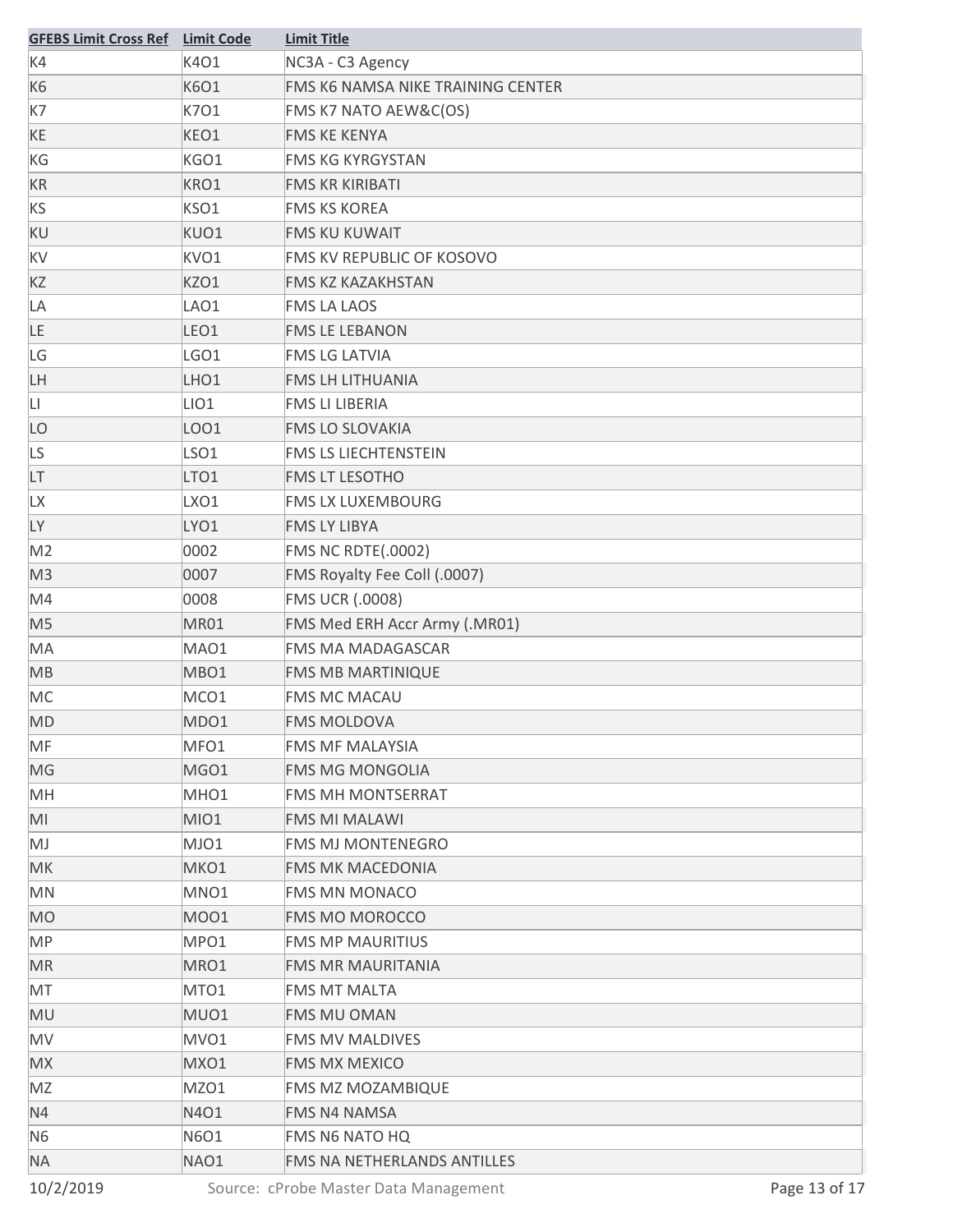| GFEBS Limit Cross Ref | Limit Code | Limit Title |
|---|---|---|
| K4 | K4O1 | NC3A - C3 Agency |
| K6 | K6O1 | FMS K6 NAMSA NIKE TRAINING CENTER |
| K7 | K7O1 | FMS K7 NATO AEW&C(OS) |
| KE | KEO1 | FMS KE KENYA |
| KG | KGO1 | FMS KG KYRGYSTAN |
| KR | KRO1 | FMS KR KIRIBATI |
| KS | KSO1 | FMS KS KOREA |
| KU | KUO1 | FMS KU KUWAIT |
| KV | KVO1 | FMS KV REPUBLIC OF KOSOVO |
| KZ | KZO1 | FMS KZ KAZAKHSTAN |
| LA | LAO1 | FMS LA LAOS |
| LE | LEO1 | FMS LE LEBANON |
| LG | LGO1 | FMS LG LATVIA |
| LH | LHO1 | FMS LH LITHUANIA |
| LI | LIO1 | FMS LI LIBERIA |
| LO | LOO1 | FMS LO SLOVAKIA |
| LS | LSO1 | FMS LS LIECHTENSTEIN |
| LT | LTO1 | FMS LT LESOTHO |
| LX | LXO1 | FMS LX LUXEMBOURG |
| LY | LYO1 | FMS LY LIBYA |
| M2 | 0002 | FMS NC RDTE(.0002) |
| M3 | 0007 | FMS Royalty Fee Coll (.0007) |
| M4 | 0008 | FMS UCR (.0008) |
| M5 | MR01 | FMS Med ERH Accr Army (.MR01) |
| MA | MAO1 | FMS MA MADAGASCAR |
| MB | MBO1 | FMS MB MARTINIQUE |
| MC | MCO1 | FMS MC MACAU |
| MD | MDO1 | FMS MOLDOVA |
| MF | MFO1 | FMS MF MALAYSIA |
| MG | MGO1 | FMS MG MONGOLIA |
| MH | MHO1 | FMS MH MONTSERRAT |
| MI | MIO1 | FMS MI MALAWI |
| MJ | MJO1 | FMS MJ MONTENEGRO |
| MK | MKO1 | FMS MK MACEDONIA |
| MN | MNO1 | FMS MN MONACO |
| MO | MOO1 | FMS MO MOROCCO |
| MP | MPO1 | FMS MP MAURITIUS |
| MR | MRO1 | FMS MR MAURITANIA |
| MT | MTO1 | FMS MT MALTA |
| MU | MUO1 | FMS MU OMAN |
| MV | MVO1 | FMS MV MALDIVES |
| MX | MXO1 | FMS MX MEXICO |
| MZ | MZO1 | FMS MZ MOZAMBIQUE |
| N4 | N4O1 | FMS N4 NAMSA |
| N6 | N6O1 | FMS N6 NATO HQ |
| NA | NAO1 | FMS NA NETHERLANDS ANTILLES |

10/2/2019 Source: cProbe Master Data Management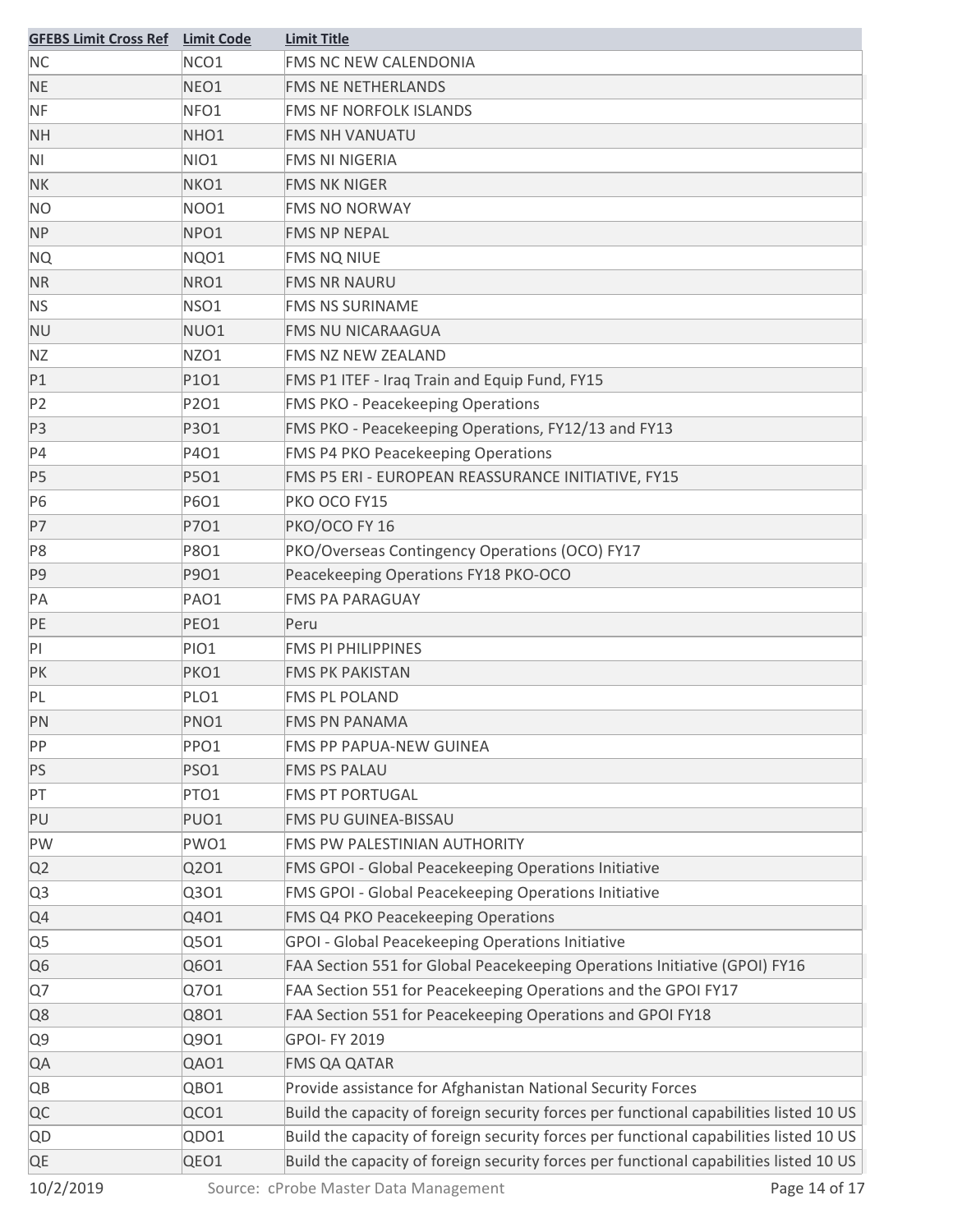| GFEBS Limit Cross Ref | Limit Code | Limit Title |
| --- | --- | --- |
| NC | NCO1 | FMS NC NEW CALENDONIA |
| NE | NEO1 | FMS NE NETHERLANDS |
| NF | NFO1 | FMS NF NORFOLK ISLANDS |
| NH | NHO1 | FMS NH VANUATU |
| NI | NIO1 | FMS NI NIGERIA |
| NK | NKO1 | FMS NK NIGER |
| NO | NOO1 | FMS NO NORWAY |
| NP | NPO1 | FMS NP NEPAL |
| NQ | NQO1 | FMS NQ NIUE |
| NR | NRO1 | FMS NR NAURU |
| NS | NSO1 | FMS NS SURINAME |
| NU | NUO1 | FMS NU NICARAAGUA |
| NZ | NZO1 | FMS NZ NEW ZEALAND |
| P1 | P1O1 | FMS P1 ITEF - Iraq Train and Equip Fund, FY15 |
| P2 | P2O1 | FMS PKO - Peacekeeping Operations |
| P3 | P3O1 | FMS PKO - Peacekeeping Operations, FY12/13 and FY13 |
| P4 | P4O1 | FMS P4 PKO Peacekeeping Operations |
| P5 | P5O1 | FMS P5 ERI - EUROPEAN REASSURANCE INITIATIVE, FY15 |
| P6 | P6O1 | PKO OCO FY15 |
| P7 | P7O1 | PKO/OCO FY 16 |
| P8 | P8O1 | PKO/Overseas Contingency Operations (OCO) FY17 |
| P9 | P9O1 | Peacekeeping Operations FY18 PKO-OCO |
| PA | PAO1 | FMS PA PARAGUAY |
| PE | PEO1 | Peru |
| PI | PIO1 | FMS PI PHILIPPINES |
| PK | PKO1 | FMS PK PAKISTAN |
| PL | PLO1 | FMS PL POLAND |
| PN | PNO1 | FMS PN PANAMA |
| PP | PPO1 | FMS PP PAPUA-NEW GUINEA |
| PS | PSO1 | FMS PS PALAU |
| PT | PTO1 | FMS PT PORTUGAL |
| PU | PUO1 | FMS PU GUINEA-BISSAU |
| PW | PWO1 | FMS PW PALESTINIAN AUTHORITY |
| Q2 | Q2O1 | FMS GPOI - Global Peacekeeping Operations Initiative |
| Q3 | Q3O1 | FMS GPOI - Global Peacekeeping Operations Initiative |
| Q4 | Q4O1 | FMS Q4 PKO Peacekeeping Operations |
| Q5 | Q5O1 | GPOI - Global Peacekeeping Operations Initiative |
| Q6 | Q6O1 | FAA Section 551 for Global Peacekeeping Operations Initiative (GPOI) FY16 |
| Q7 | Q7O1 | FAA Section 551 for Peacekeeping Operations and the GPOI FY17 |
| Q8 | Q8O1 | FAA Section 551 for Peacekeeping Operations and GPOI FY18 |
| Q9 | Q9O1 | GPOI- FY 2019 |
| QA | QAO1 | FMS QA QATAR |
| QB | QBO1 | Provide assistance for Afghanistan National Security Forces |
| QC | QCO1 | Build the capacity of foreign security forces per functional capabilities listed 10 US |
| QD | QDO1 | Build the capacity of foreign security forces per functional capabilities listed 10 US |
| QE | QEO1 | Build the capacity of foreign security forces per functional capabilities listed 10 US |

10/2/2019 Source: cProbe Master Data Management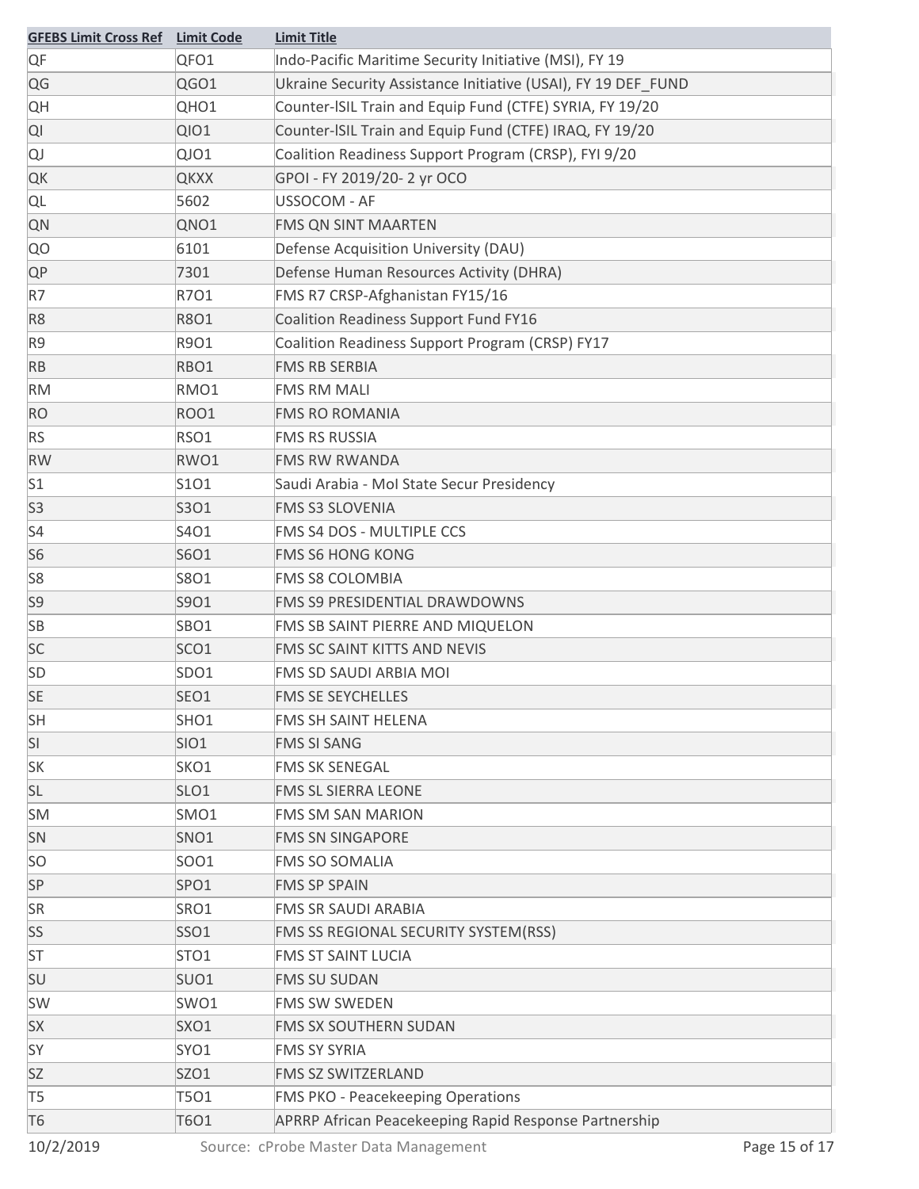| GFEBS Limit Cross Ref | Limit Code | Limit Title |
|---|---|---|
| QF | QFO1 | Indo-Pacific Maritime Security Initiative (MSI), FY 19 |
| QG | QGO1 | Ukraine Security Assistance Initiative (USAI), FY 19 DEF_FUND |
| QH | QHO1 | Counter-ISIL Train and Equip Fund (CTFE) SYRIA, FY 19/20 |
| QI | QIO1 | Counter-ISIL Train and Equip Fund (CTFE) IRAQ, FY 19/20 |
| QJ | QJO1 | Coalition Readiness Support Program (CRSP), FYI 9/20 |
| QK | QKXX | GPOI - FY 2019/20- 2 yr OCO |
| QL | 5602 | USSOCOM - AF |
| QN | QNO1 | FMS QN SINT MAARTEN |
| QO | 6101 | Defense Acquisition University (DAU) |
| QP | 7301 | Defense Human Resources Activity (DHRA) |
| R7 | R7O1 | FMS R7 CRSP-Afghanistan FY15/16 |
| R8 | R8O1 | Coalition Readiness Support Fund FY16 |
| R9 | R9O1 | Coalition Readiness Support Program (CRSP) FY17 |
| RB | RBO1 | FMS RB SERBIA |
| RM | RMO1 | FMS RM MALI |
| RO | ROO1 | FMS RO ROMANIA |
| RS | RSO1 | FMS RS RUSSIA |
| RW | RWO1 | FMS RW RWANDA |
| S1 | S1O1 | Saudi Arabia - MoI State Secur Presidency |
| S3 | S3O1 | FMS S3 SLOVENIA |
| S4 | S4O1 | FMS S4 DOS - MULTIPLE CCS |
| S6 | S6O1 | FMS S6 HONG KONG |
| S8 | S8O1 | FMS S8 COLOMBIA |
| S9 | S9O1 | FMS S9 PRESIDENTIAL DRAWDOWNS |
| SB | SBO1 | FMS SB SAINT PIERRE AND MIQUELON |
| SC | SCO1 | FMS SC SAINT KITTS AND NEVIS |
| SD | SDO1 | FMS SD SAUDI ARBIA MOI |
| SE | SEO1 | FMS SE SEYCHELLES |
| SH | SHO1 | FMS SH SAINT HELENA |
| SI | SIO1 | FMS SI SANG |
| SK | SKO1 | FMS SK SENEGAL |
| SL | SLO1 | FMS SL SIERRA LEONE |
| SM | SMO1 | FMS SM SAN MARION |
| SN | SNO1 | FMS SN SINGAPORE |
| SO | SOO1 | FMS SO SOMALIA |
| SP | SPO1 | FMS SP SPAIN |
| SR | SRO1 | FMS SR SAUDI ARABIA |
| SS | SSO1 | FMS SS REGIONAL SECURITY SYSTEM(RSS) |
| ST | STO1 | FMS ST SAINT LUCIA |
| SU | SUO1 | FMS SU SUDAN |
| SW | SWO1 | FMS SW SWEDEN |
| SX | SXO1 | FMS SX SOUTHERN SUDAN |
| SY | SYO1 | FMS SY SYRIA |
| SZ | SZO1 | FMS SZ SWITZERLAND |
| T5 | T5O1 | FMS PKO - Peacekeeping Operations |
| T6 | T6O1 | APRRP African Peacekeeping Rapid Response Partnership |

10/2/2019 Source: cProbe Master Data Management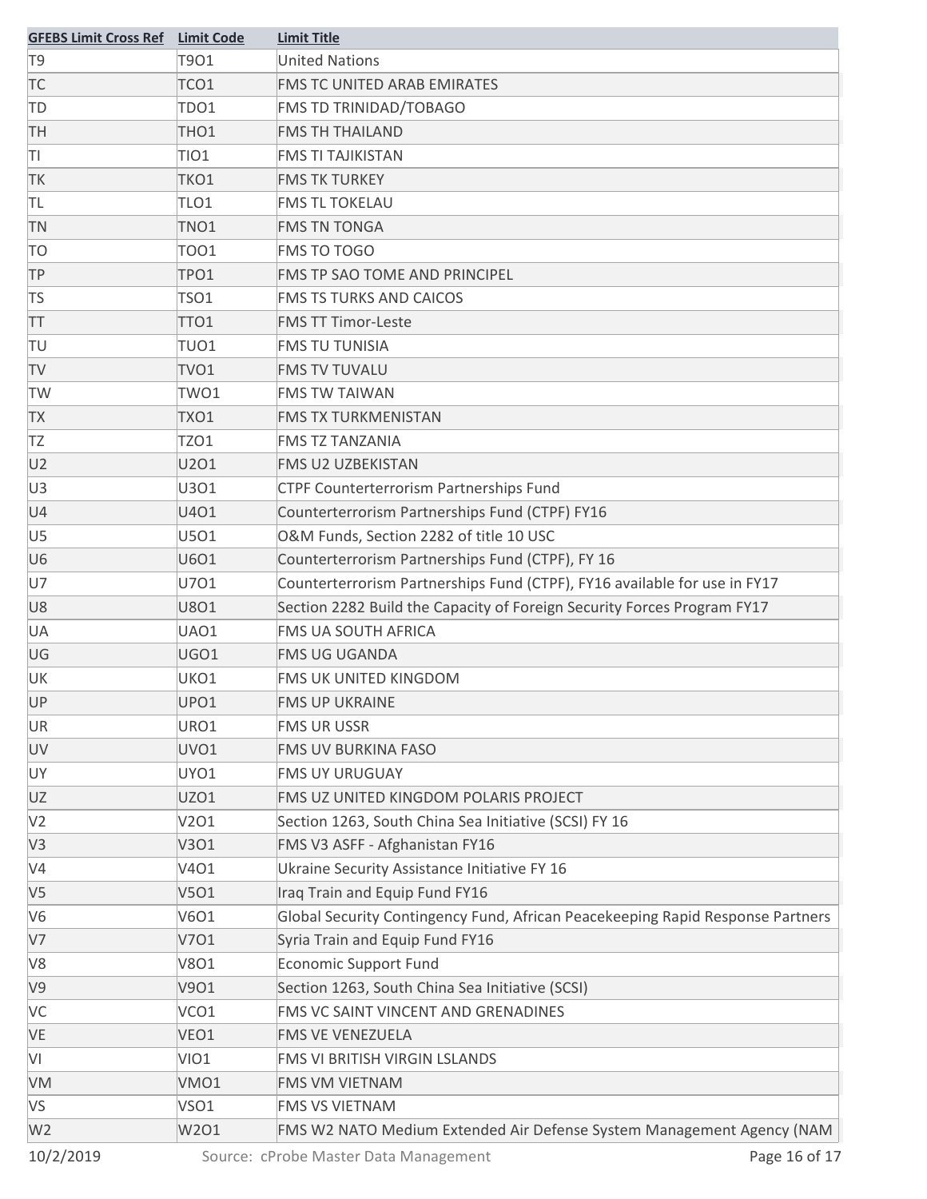| GFEBS Limit Cross Ref | Limit Code | Limit Title |
|---|---|---|
| T9 | T9O1 | United Nations |
| TC | TCO1 | FMS TC UNITED ARAB EMIRATES |
| TD | TDO1 | FMS TD TRINIDAD/TOBAGO |
| TH | THO1 | FMS TH THAILAND |
| TI | TIO1 | FMS TI TAJIKISTAN |
| TK | TKO1 | FMS TK TURKEY |
| TL | TLO1 | FMS TL TOKELAU |
| TN | TNO1 | FMS TN TONGA |
| TO | TOO1 | FMS TO TOGO |
| TP | TPO1 | FMS TP SAO TOME AND PRINCIPEL |
| TS | TSO1 | FMS TS TURKS AND CAICOS |
| TT | TTO1 | FMS TT Timor-Leste |
| TU | TUO1 | FMS TU TUNISIA |
| TV | TVO1 | FMS TV TUVALU |
| TW | TWO1 | FMS TW TAIWAN |
| TX | TXO1 | FMS TX TURKMENISTAN |
| TZ | TZO1 | FMS TZ TANZANIA |
| U2 | U2O1 | FMS U2 UZBEKISTAN |
| U3 | U3O1 | CTPF Counterterrorism Partnerships Fund |
| U4 | U4O1 | Counterterrorism Partnerships Fund (CTPF) FY16 |
| U5 | U5O1 | O&M Funds, Section 2282 of title 10 USC |
| U6 | U6O1 | Counterterrorism Partnerships Fund (CTPF), FY 16 |
| U7 | U7O1 | Counterterrorism Partnerships Fund (CTPF), FY16 available for use in FY17 |
| U8 | U8O1 | Section 2282 Build the Capacity of Foreign Security Forces Program FY17 |
| UA | UAO1 | FMS UA SOUTH AFRICA |
| UG | UGO1 | FMS UG UGANDA |
| UK | UKO1 | FMS UK UNITED KINGDOM |
| UP | UPO1 | FMS UP UKRAINE |
| UR | URO1 | FMS UR USSR |
| UV | UVO1 | FMS UV BURKINA FASO |
| UY | UYO1 | FMS UY URUGUAY |
| UZ | UZO1 | FMS UZ UNITED KINGDOM POLARIS PROJECT |
| V2 | V2O1 | Section 1263, South China Sea Initiative (SCSI) FY 16 |
| V3 | V3O1 | FMS V3 ASFF - Afghanistan FY16 |
| V4 | V4O1 | Ukraine Security Assistance Initiative FY 16 |
| V5 | V5O1 | Iraq Train and Equip Fund FY16 |
| V6 | V6O1 | Global Security Contingency Fund, African Peacekeeping Rapid Response Partners |
| V7 | V7O1 | Syria Train and Equip Fund FY16 |
| V8 | V8O1 | Economic Support Fund |
| V9 | V9O1 | Section 1263, South China Sea Initiative (SCSI) |
| VC | VCO1 | FMS VC SAINT VINCENT AND GRENADINES |
| VE | VEO1 | FMS VE VENEZUELA |
| VI | VIO1 | FMS VI BRITISH VIRGIN LSLANDS |
| VM | VMO1 | FMS VM VIETNAM |
| VS | VSO1 | FMS VS VIETNAM |
| W2 | W2O1 | FMS W2 NATO Medium Extended Air Defense System Management Agency (NAM |

10/2/2019 Source: cProbe Master Data Management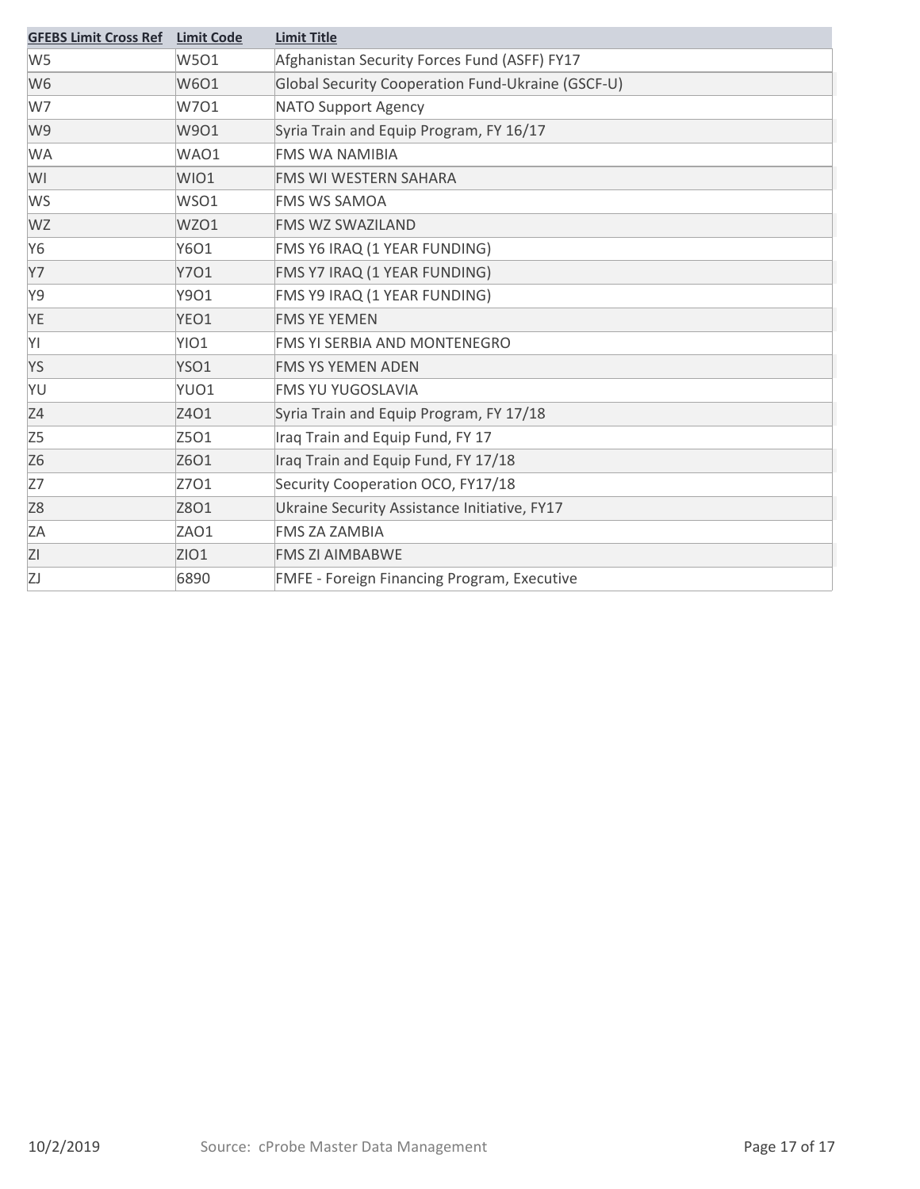| GFEBS Limit Cross Ref | Limit Code | Limit Title |
| --- | --- | --- |
| W5 | W5O1 | Afghanistan Security Forces Fund (ASFF) FY17 |
| W6 | W6O1 | Global Security Cooperation Fund-Ukraine (GSCF-U) |
| W7 | W7O1 | NATO Support Agency |
| W9 | W9O1 | Syria Train and Equip Program, FY 16/17 |
| WA | WAO1 | FMS WA NAMIBIA |
| WI | WIO1 | FMS WI WESTERN SAHARA |
| WS | WSO1 | FMS WS SAMOA |
| WZ | WZO1 | FMS WZ SWAZILAND |
| Y6 | Y6O1 | FMS Y6 IRAQ (1 YEAR FUNDING) |
| Y7 | Y7O1 | FMS Y7 IRAQ (1 YEAR FUNDING) |
| Y9 | Y9O1 | FMS Y9 IRAQ (1 YEAR FUNDING) |
| YE | YEO1 | FMS YE YEMEN |
| YI | YIO1 | FMS YI SERBIA AND MONTENEGRO |
| YS | YSO1 | FMS YS YEMEN ADEN |
| YU | YUO1 | FMS YU YUGOSLAVIA |
| Z4 | Z4O1 | Syria Train and Equip Program, FY 17/18 |
| Z5 | Z5O1 | Iraq Train and Equip Fund, FY 17 |
| Z6 | Z6O1 | Iraq Train and Equip Fund, FY 17/18 |
| Z7 | Z7O1 | Security Cooperation OCO, FY17/18 |
| Z8 | Z8O1 | Ukraine Security Assistance Initiative, FY17 |
| ZA | ZAO1 | FMS ZA ZAMBIA |
| ZI | ZIO1 | FMS ZI AIMBABWE |
| ZJ | 6890 | FMFE - Foreign Financing Program, Executive |

10/2/2019 Source: cProbe Master Data Management